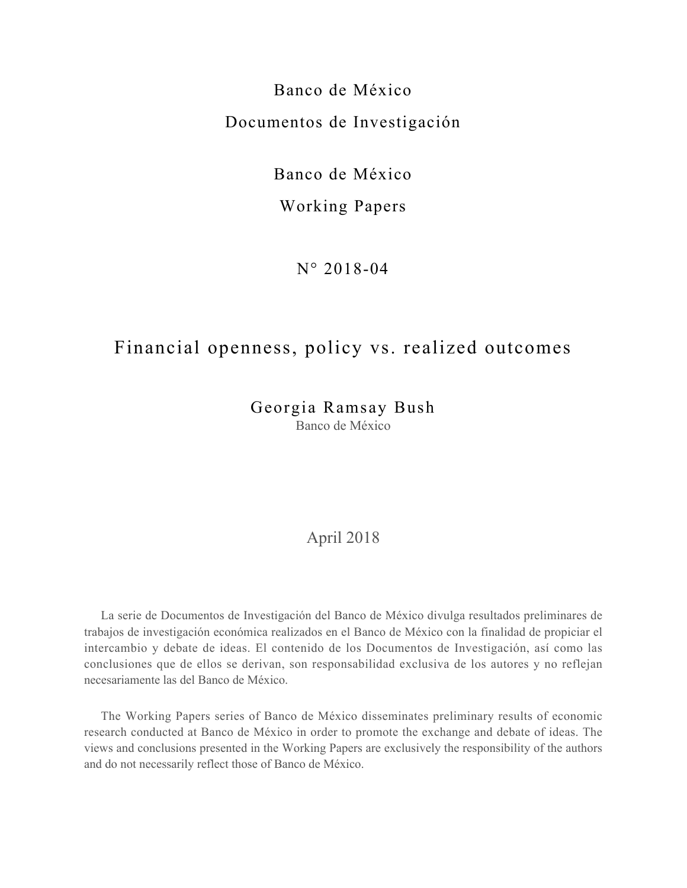Banco de México

Documentos de Investigación

Banco de México

Working Papers

N° 2018-04

# Financial openness, policy vs. realized outcomes

Georgia Ramsay Bush

Banco de México

April 2018

La serie de Documentos de Investigación del Banco de México divulga resultados preliminares de trabajos de investigación económica realizados en el Banco de México con la finalidad de propiciar el intercambio y debate de ideas. El contenido de los Documentos de Investigación, así como las conclusiones que de ellos se derivan, son responsabilidad exclusiva de los autores y no reflejan necesariamente las del Banco de México.

The Working Papers series of Banco de México disseminates preliminary results of economic research conducted at Banco de México in order to promote the exchange and debate of ideas. The views and conclusions presented in the Working Papers are exclusively the responsibility of the authors and do not necessarily reflect those of Banco de México.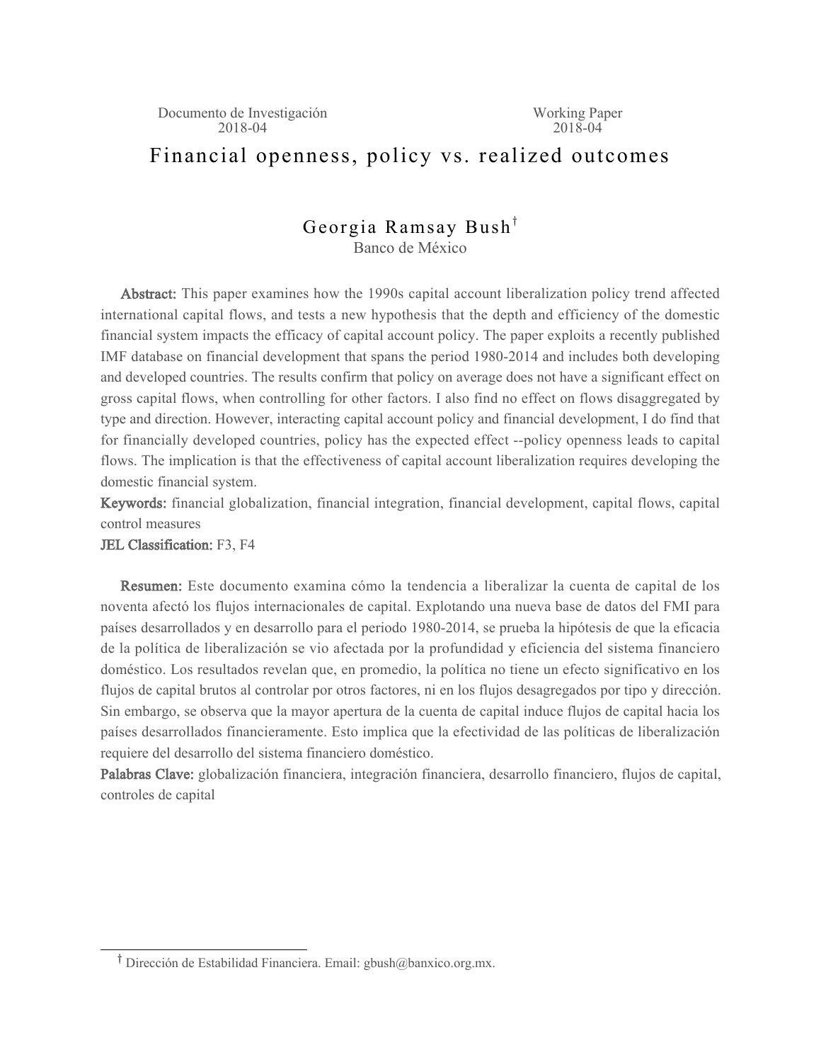Documento de Investigación 2018-04

Working Paper 2018-04

# Financial openness, policy vs. realized outcomes

Georgia Ramsay Bush[†]
Banco de México

**Abstract:** This paper examines how the 1990s capital account liberalization policy trend affected international capital flows, and tests a new hypothesis that the depth and efficiency of the domestic financial system impacts the efficacy of capital account policy. The paper exploits a recently published IMF database on financial development that spans the period 1980-2014 and includes both developing and developed countries. The results confirm that policy on average does not have a significant effect on gross capital flows, when controlling for other factors. I also find no effect on flows disaggregated by type and direction. However, interacting capital account policy and financial development, I do find that for financially developed countries, policy has the expected effect --policy openness leads to capital flows. The implication is that the effectiveness of capital account liberalization requires developing the domestic financial system.

**Keywords:** financial globalization, financial integration, financial development, capital flows, capital control measures

**JEL Classification:** F3, F4

**Resumen:** Este documento examina cómo la tendencia a liberalizar la cuenta de capital de los noventa afectó los flujos internacionales de capital. Explotando una nueva base de datos del FMI para países desarrollados y en desarrollo para el periodo 1980-2014, se prueba la hipótesis de que la eficacia de la política de liberalización se vio afectada por la profundidad y eficiencia del sistema financiero doméstico. Los resultados revelan que, en promedio, la política no tiene un efecto significativo en los flujos de capital brutos al controlar por otros factores, ni en los flujos desagregados por tipo y dirección. Sin embargo, se observa que la mayor apertura de la cuenta de capital induce flujos de capital hacia los países desarrollados financieramente. Esto implica que la efectividad de las políticas de liberalización requiere del desarrollo del sistema financiero doméstico.

**Palabras Clave:** globalización financiera, integración financiera, desarrollo financiero, flujos de capital, controles de capital

[†] Dirección de Estabilidad Financiera. Email: gbush@banxico.org.mx.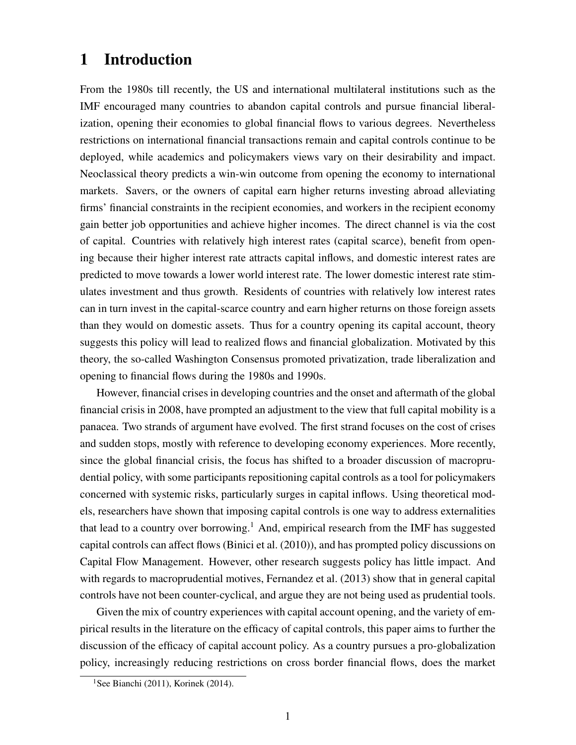# 1 Introduction

From the 1980s till recently, the US and international multilateral institutions such as the IMF encouraged many countries to abandon capital controls and pursue financial liberalization, opening their economies to global financial flows to various degrees. Nevertheless restrictions on international financial transactions remain and capital controls continue to be deployed, while academics and policymakers views vary on their desirability and impact. Neoclassical theory predicts a win-win outcome from opening the economy to international markets. Savers, or the owners of capital earn higher returns investing abroad alleviating firms' financial constraints in the recipient economies, and workers in the recipient economy gain better job opportunities and achieve higher incomes. The direct channel is via the cost of capital. Countries with relatively high interest rates (capital scarce), benefit from opening because their higher interest rate attracts capital inflows, and domestic interest rates are predicted to move towards a lower world interest rate. The lower domestic interest rate stimulates investment and thus growth. Residents of countries with relatively low interest rates can in turn invest in the capital-scarce country and earn higher returns on those foreign assets than they would on domestic assets. Thus for a country opening its capital account, theory suggests this policy will lead to realized flows and financial globalization. Motivated by this theory, the so-called Washington Consensus promoted privatization, trade liberalization and opening to financial flows during the 1980s and 1990s.

However, financial crises in developing countries and the onset and aftermath of the global financial crisis in 2008, have prompted an adjustment to the view that full capital mobility is a panacea. Two strands of argument have evolved. The first strand focuses on the cost of crises and sudden stops, mostly with reference to developing economy experiences. More recently, since the global financial crisis, the focus has shifted to a broader discussion of macroprudential policy, with some participants repositioning capital controls as a tool for policymakers concerned with systemic risks, particularly surges in capital inflows. Using theoretical models, researchers have shown that imposing capital controls is one way to address externalities that lead to a country over borrowing.[1] And, empirical research from the IMF has suggested capital controls can affect flows (Binici et al. (2010)), and has prompted policy discussions on Capital Flow Management. However, other research suggests policy has little impact. And with regards to macroprudential motives, Fernandez et al. (2013) show that in general capital controls have not been counter-cyclical, and argue they are not being used as prudential tools.

Given the mix of country experiences with capital account opening, and the variety of empirical results in the literature on the efficacy of capital controls, this paper aims to further the discussion of the efficacy of capital account policy. As a country pursues a pro-globalization policy, increasingly reducing restrictions on cross border financial flows, does the market

[1] See Bianchi (2011), Korinek (2014).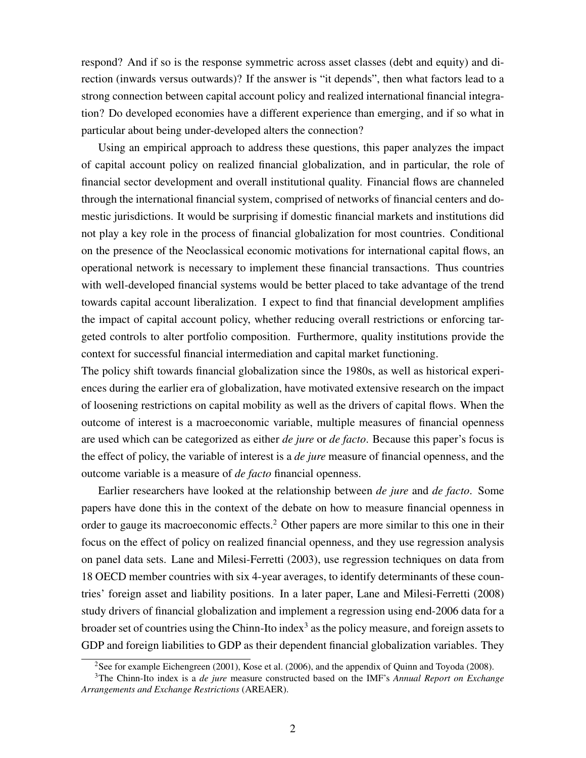respond? And if so is the response symmetric across asset classes (debt and equity) and direction (inwards versus outwards)? If the answer is "it depends", then what factors lead to a strong connection between capital account policy and realized international financial integration? Do developed economies have a different experience than emerging, and if so what in particular about being under-developed alters the connection?

Using an empirical approach to address these questions, this paper analyzes the impact of capital account policy on realized financial globalization, and in particular, the role of financial sector development and overall institutional quality. Financial flows are channeled through the international financial system, comprised of networks of financial centers and domestic jurisdictions. It would be surprising if domestic financial markets and institutions did not play a key role in the process of financial globalization for most countries. Conditional on the presence of the Neoclassical economic motivations for international capital flows, an operational network is necessary to implement these financial transactions. Thus countries with well-developed financial systems would be better placed to take advantage of the trend towards capital account liberalization. I expect to find that financial development amplifies the impact of capital account policy, whether reducing overall restrictions or enforcing targeted controls to alter portfolio composition. Furthermore, quality institutions provide the context for successful financial intermediation and capital market functioning.

The policy shift towards financial globalization since the 1980s, as well as historical experiences during the earlier era of globalization, have motivated extensive research on the impact of loosening restrictions on capital mobility as well as the drivers of capital flows. When the outcome of interest is a macroeconomic variable, multiple measures of financial openness are used which can be categorized as either *de jure* or *de facto*. Because this paper's focus is the effect of policy, the variable of interest is a *de jure* measure of financial openness, and the outcome variable is a measure of *de facto* financial openness.

Earlier researchers have looked at the relationship between *de jure* and *de facto*. Some papers have done this in the context of the debate on how to measure financial openness in order to gauge its macroeconomic effects.[2] Other papers are more similar to this one in their focus on the effect of policy on realized financial openness, and they use regression analysis on panel data sets. Lane and Milesi-Ferretti (2003), use regression techniques on data from 18 OECD member countries with six 4-year averages, to identify determinants of these countries' foreign asset and liability positions. In a later paper, Lane and Milesi-Ferretti (2008) study drivers of financial globalization and implement a regression using end-2006 data for a broader set of countries using the Chinn-Ito index[3] as the policy measure, and foreign assets to GDP and foreign liabilities to GDP as their dependent financial globalization variables. They

[2] See for example Eichengreen (2001), Kose et al. (2006), and the appendix of Quinn and Toyoda (2008).

[3] The Chinn-Ito index is a *de jure* measure constructed based on the IMF's *Annual Report on Exchange Arrangements and Exchange Restrictions* (AREAER).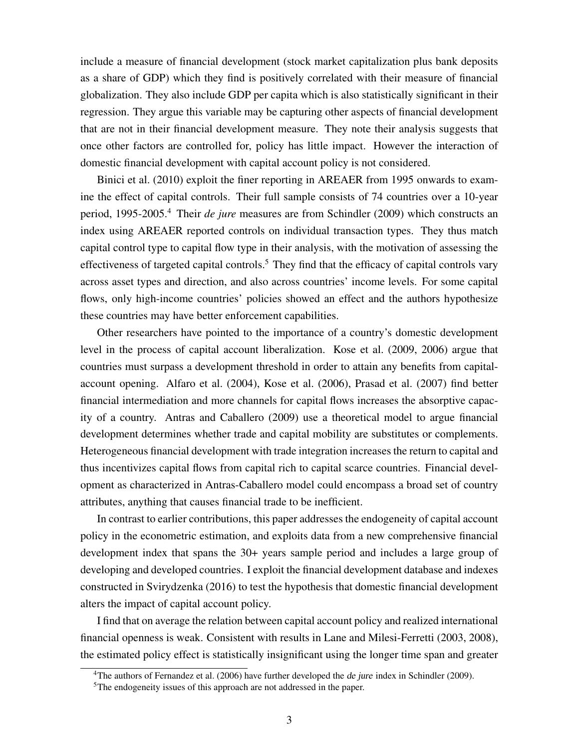include a measure of financial development (stock market capitalization plus bank deposits as a share of GDP) which they find is positively correlated with their measure of financial globalization. They also include GDP per capita which is also statistically significant in their regression. They argue this variable may be capturing other aspects of financial development that are not in their financial development measure. They note their analysis suggests that once other factors are controlled for, policy has little impact. However the interaction of domestic financial development with capital account policy is not considered.

Binici et al. (2010) exploit the finer reporting in AREAER from 1995 onwards to examine the effect of capital controls. Their full sample consists of 74 countries over a 10-year period, 1995-2005.[4] Their *de jure* measures are from Schindler (2009) which constructs an index using AREAER reported controls on individual transaction types. They thus match capital control type to capital flow type in their analysis, with the motivation of assessing the effectiveness of targeted capital controls.[5] They find that the efficacy of capital controls vary across asset types and direction, and also across countries' income levels. For some capital flows, only high-income countries' policies showed an effect and the authors hypothesize these countries may have better enforcement capabilities.

Other researchers have pointed to the importance of a country's domestic development level in the process of capital account liberalization. Kose et al. (2009, 2006) argue that countries must surpass a development threshold in order to attain any benefits from capital-account opening. Alfaro et al. (2004), Kose et al. (2006), Prasad et al. (2007) find better financial intermediation and more channels for capital flows increases the absorptive capacity of a country. Antras and Caballero (2009) use a theoretical model to argue financial development determines whether trade and capital mobility are substitutes or complements. Heterogeneous financial development with trade integration increases the return to capital and thus incentivizes capital flows from capital rich to capital scarce countries. Financial development as characterized in Antras-Caballero model could encompass a broad set of country attributes, anything that causes financial trade to be inefficient.

In contrast to earlier contributions, this paper addresses the endogeneity of capital account policy in the econometric estimation, and exploits data from a new comprehensive financial development index that spans the 30+ years sample period and includes a large group of developing and developed countries. I exploit the financial development database and indexes constructed in Svirydzenka (2016) to test the hypothesis that domestic financial development alters the impact of capital account policy.

I find that on average the relation between capital account policy and realized international financial openness is weak. Consistent with results in Lane and Milesi-Ferretti (2003, 2008), the estimated policy effect is statistically insignificant using the longer time span and greater

[4] The authors of Fernandez et al. (2006) have further developed the *de jure* index in Schindler (2009).

[5] The endogeneity issues of this approach are not addressed in the paper.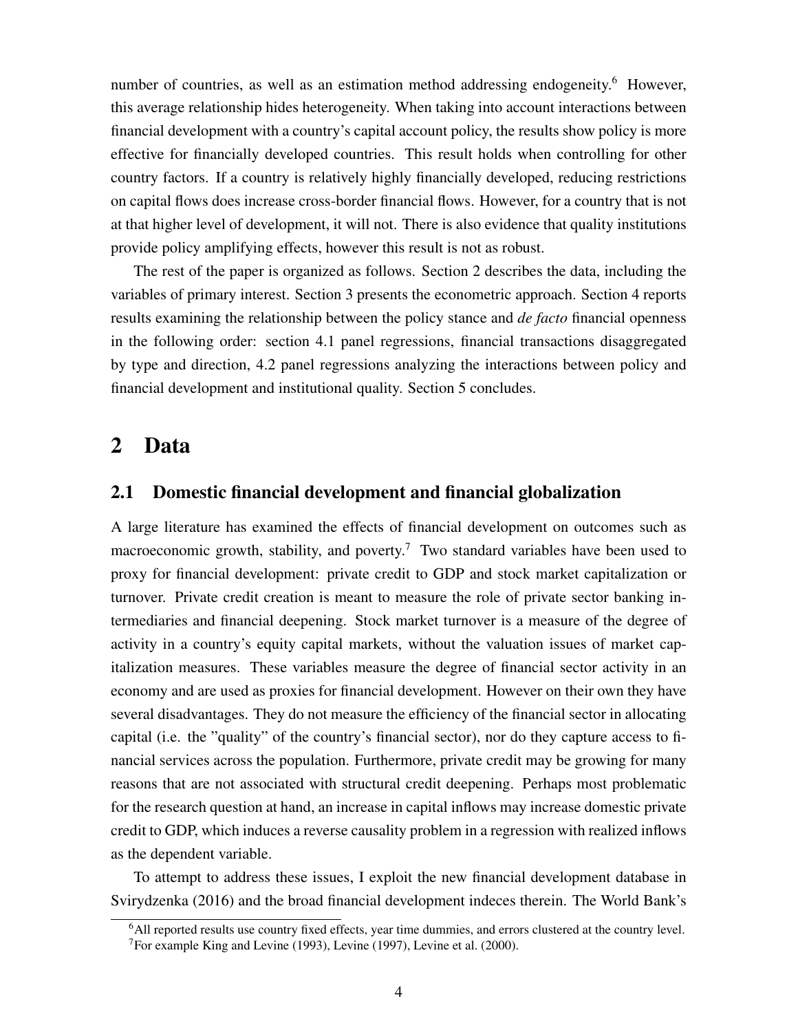number of countries, as well as an estimation method addressing endogeneity.[6] However, this average relationship hides heterogeneity. When taking into account interactions between financial development with a country's capital account policy, the results show policy is more effective for financially developed countries. This result holds when controlling for other country factors. If a country is relatively highly financially developed, reducing restrictions on capital flows does increase cross-border financial flows. However, for a country that is not at that higher level of development, it will not. There is also evidence that quality institutions provide policy amplifying effects, however this result is not as robust.

The rest of the paper is organized as follows. Section 2 describes the data, including the variables of primary interest. Section 3 presents the econometric approach. Section 4 reports results examining the relationship between the policy stance and *de facto* financial openness in the following order: section 4.1 panel regressions, financial transactions disaggregated by type and direction, 4.2 panel regressions analyzing the interactions between policy and financial development and institutional quality. Section 5 concludes.

# 2 Data

## 2.1 Domestic financial development and financial globalization

A large literature has examined the effects of financial development on outcomes such as macroeconomic growth, stability, and poverty.[7] Two standard variables have been used to proxy for financial development: private credit to GDP and stock market capitalization or turnover. Private credit creation is meant to measure the role of private sector banking intermediaries and financial deepening. Stock market turnover is a measure of the degree of activity in a country's equity capital markets, without the valuation issues of market capitalization measures. These variables measure the degree of financial sector activity in an economy and are used as proxies for financial development. However on their own they have several disadvantages. They do not measure the efficiency of the financial sector in allocating capital (i.e. the "quality" of the country's financial sector), nor do they capture access to financial services across the population. Furthermore, private credit may be growing for many reasons that are not associated with structural credit deepening. Perhaps most problematic for the research question at hand, an increase in capital inflows may increase domestic private credit to GDP, which induces a reverse causality problem in a regression with realized inflows as the dependent variable.

To attempt to address these issues, I exploit the new financial development database in Svirydzenka (2016) and the broad financial development indeces therein. The World Bank's

---

[6] All reported results use country fixed effects, year time dummies, and errors clustered at the country level.

[7] For example King and Levine (1993), Levine (1997), Levine et al. (2000).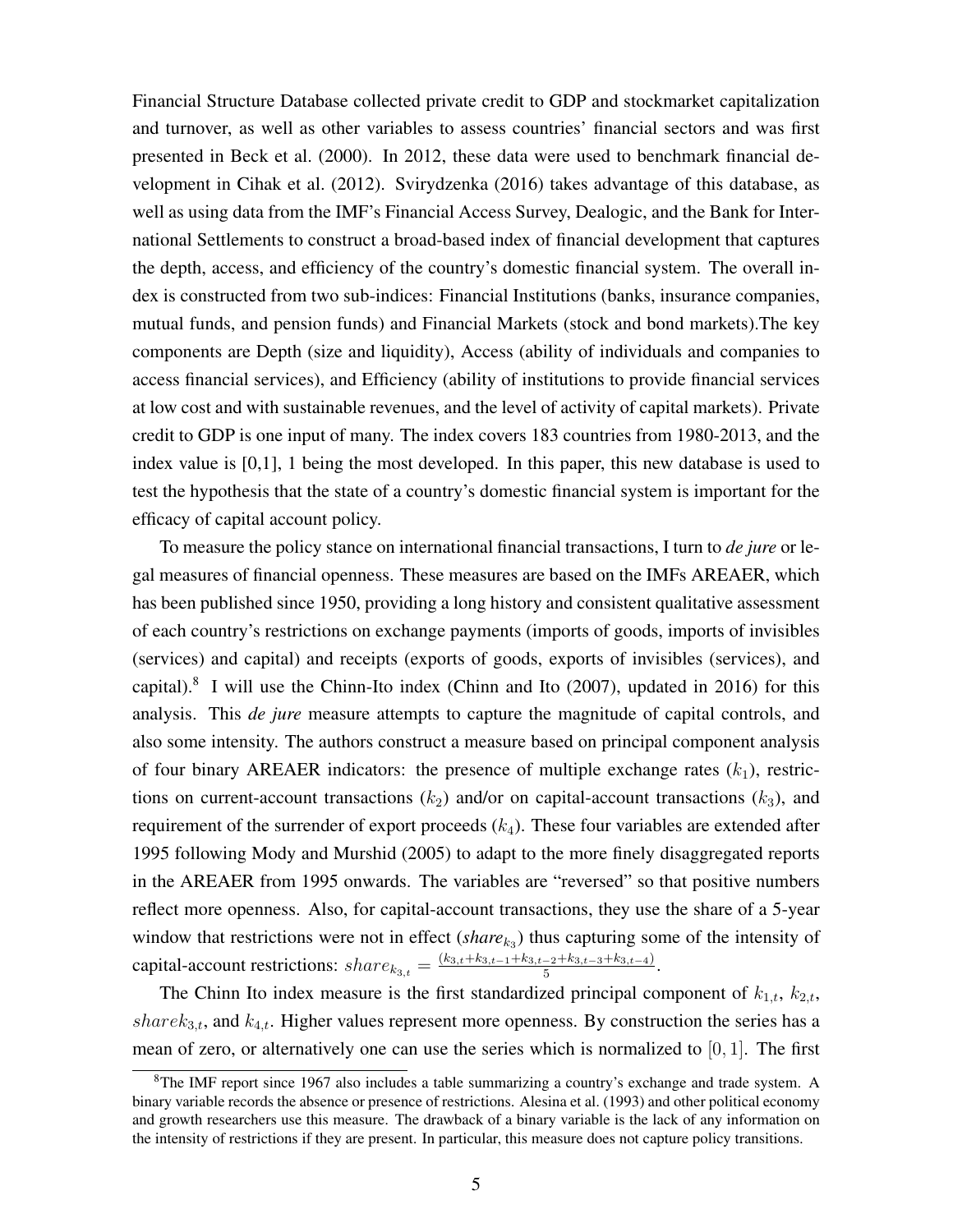Financial Structure Database collected private credit to GDP and stockmarket capitalization and turnover, as well as other variables to assess countries' financial sectors and was first presented in Beck et al. (2000). In 2012, these data were used to benchmark financial development in Cihak et al. (2012). Svirydzenka (2016) takes advantage of this database, as well as using data from the IMF's Financial Access Survey, Dealogic, and the Bank for International Settlements to construct a broad-based index of financial development that captures the depth, access, and efficiency of the country's domestic financial system. The overall index is constructed from two sub-indices: Financial Institutions (banks, insurance companies, mutual funds, and pension funds) and Financial Markets (stock and bond markets).The key components are Depth (size and liquidity), Access (ability of individuals and companies to access financial services), and Efficiency (ability of institutions to provide financial services at low cost and with sustainable revenues, and the level of activity of capital markets). Private credit to GDP is one input of many. The index covers 183 countries from 1980-2013, and the index value is [0,1], 1 being the most developed. In this paper, this new database is used to test the hypothesis that the state of a country's domestic financial system is important for the efficacy of capital account policy.

To measure the policy stance on international financial transactions, I turn to *de jure* or legal measures of financial openness. These measures are based on the IMFs AREAER, which has been published since 1950, providing a long history and consistent qualitative assessment of each country's restrictions on exchange payments (imports of goods, imports of invisibles (services) and capital) and receipts (exports of goods, exports of invisibles (services), and capital).[8] I will use the Chinn-Ito index (Chinn and Ito (2007), updated in 2016) for this analysis. This *de jure* measure attempts to capture the magnitude of capital controls, and also some intensity. The authors construct a measure based on principal component analysis of four binary AREAER indicators: the presence of multiple exchange rates ($k_1$), restrictions on current-account transactions ($k_2$) and/or on capital-account transactions ($k_3$), and requirement of the surrender of export proceeds ($k_4$). These four variables are extended after 1995 following Mody and Murshid (2005) to adapt to the more finely disaggregated reports in the AREAER from 1995 onwards. The variables are "reversed" so that positive numbers reflect more openness. Also, for capital-account transactions, they use the share of a 5-year window that restrictions were not in effect (*share*$_{k_3}$) thus capturing some of the intensity of capital-account restrictions: $share_{k_{3,t}} = \frac{(k_{3,t}+k_{3,t-1}+k_{3,t-2}+k_{3,t-3}+k_{3,t-4})}{5}$.

The Chinn Ito index measure is the first standardized principal component of $k_{1,t}$, $k_{2,t}$, $sharek_{3,t}$, and $k_{4,t}$. Higher values represent more openness. By construction the series has a mean of zero, or alternatively one can use the series which is normalized to $[0, 1]$. The first

[8] The IMF report since 1967 also includes a table summarizing a country's exchange and trade system. A binary variable records the absence or presence of restrictions. Alesina et al. (1993) and other political economy and growth researchers use this measure. The drawback of a binary variable is the lack of any information on the intensity of restrictions if they are present. In particular, this measure does not capture policy transitions.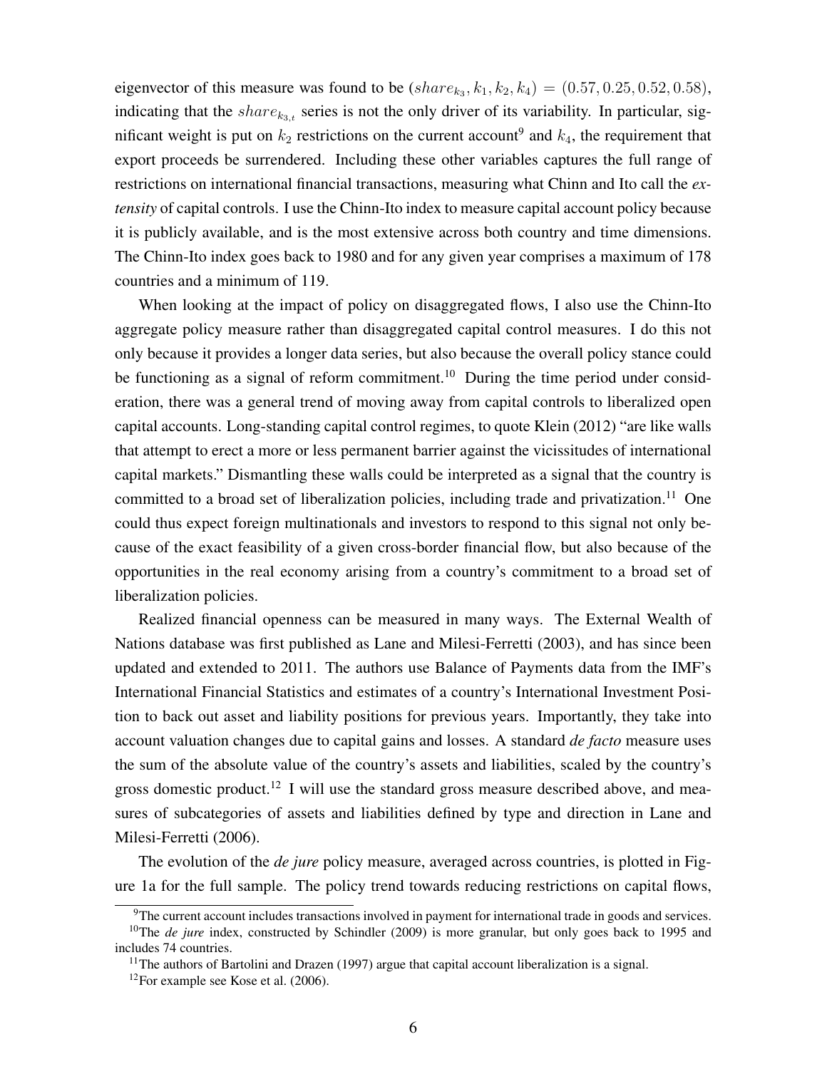eigenvector of this measure was found to be $(share_{k_3}, k_1, k_2, k_4) = (0.57, 0.25, 0.52, 0.58)$, indicating that the $share_{k_{3,t}}$ series is not the only driver of its variability. In particular, significant weight is put on $k_2$ restrictions on the current account[9] and $k_4$, the requirement that export proceeds be surrendered. Including these other variables captures the full range of restrictions on international financial transactions, measuring what Chinn and Ito call the *extensity* of capital controls. I use the Chinn-Ito index to measure capital account policy because it is publicly available, and is the most extensive across both country and time dimensions. The Chinn-Ito index goes back to 1980 and for any given year comprises a maximum of 178 countries and a minimum of 119.

When looking at the impact of policy on disaggregated flows, I also use the Chinn-Ito aggregate policy measure rather than disaggregated capital control measures. I do this not only because it provides a longer data series, but also because the overall policy stance could be functioning as a signal of reform commitment.[10] During the time period under consideration, there was a general trend of moving away from capital controls to liberalized open capital accounts. Long-standing capital control regimes, to quote Klein (2012) "are like walls that attempt to erect a more or less permanent barrier against the vicissitudes of international capital markets." Dismantling these walls could be interpreted as a signal that the country is committed to a broad set of liberalization policies, including trade and privatization.[11] One could thus expect foreign multinationals and investors to respond to this signal not only because of the exact feasibility of a given cross-border financial flow, but also because of the opportunities in the real economy arising from a country's commitment to a broad set of liberalization policies.

Realized financial openness can be measured in many ways. The External Wealth of Nations database was first published as Lane and Milesi-Ferretti (2003), and has since been updated and extended to 2011. The authors use Balance of Payments data from the IMF's International Financial Statistics and estimates of a country's International Investment Position to back out asset and liability positions for previous years. Importantly, they take into account valuation changes due to capital gains and losses. A standard *de facto* measure uses the sum of the absolute value of the country's assets and liabilities, scaled by the country's gross domestic product.[12] I will use the standard gross measure described above, and measures of subcategories of assets and liabilities defined by type and direction in Lane and Milesi-Ferretti (2006).

The evolution of the *de jure* policy measure, averaged across countries, is plotted in Figure 1a for the full sample. The policy trend towards reducing restrictions on capital flows,

[9] The current account includes transactions involved in payment for international trade in goods and services.

[10] The *de jure* index, constructed by Schindler (2009) is more granular, but only goes back to 1995 and includes 74 countries.

[11] The authors of Bartolini and Drazen (1997) argue that capital account liberalization is a signal.

[12] For example see Kose et al. (2006).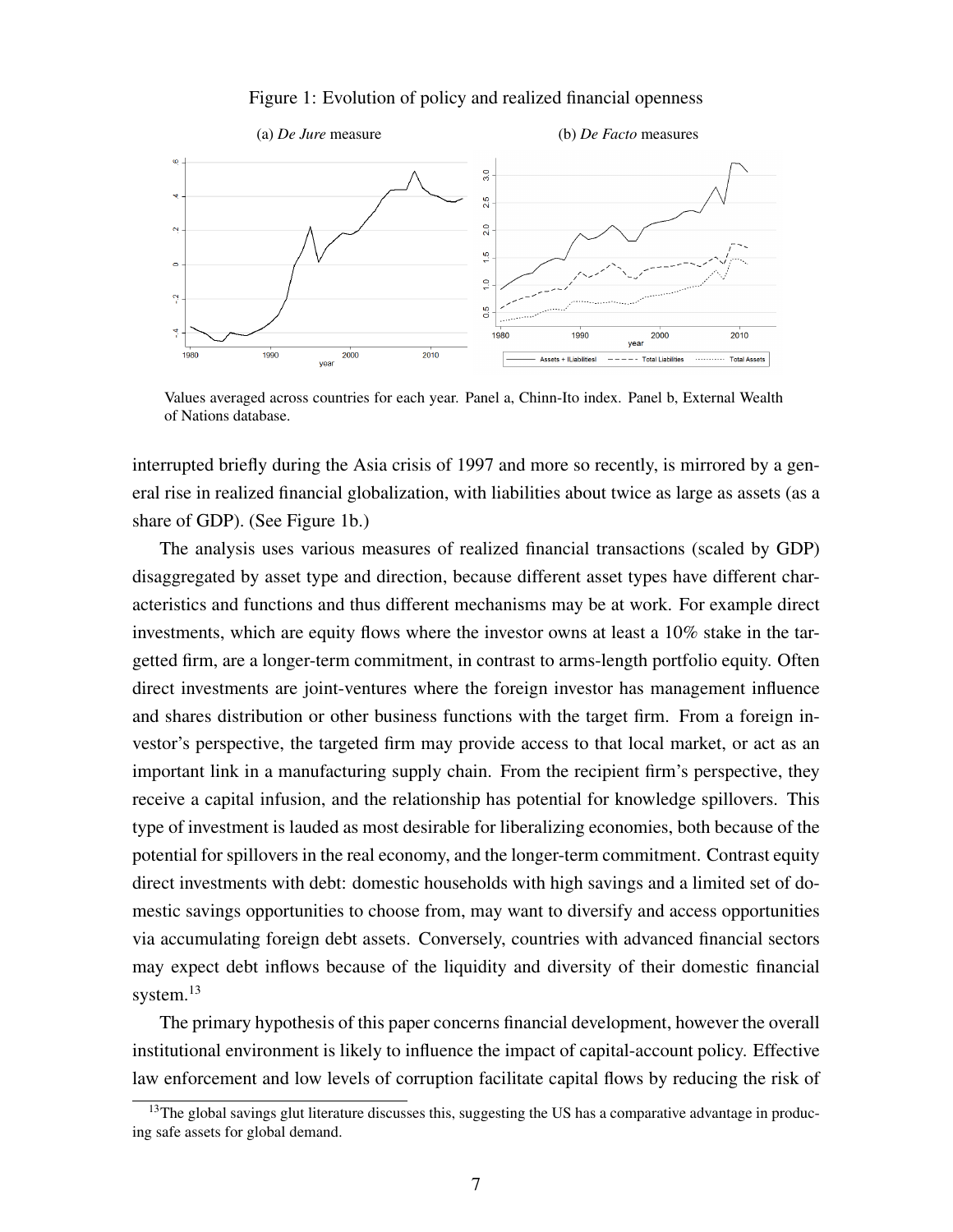Figure 1: Evolution of policy and realized financial openness

(a) *De Jure* measure

(b) *De Facto* measures

Values averaged across countries for each year. Panel a, Chinn-Ito index. Panel b, External Wealth of Nations database.

interrupted briefly during the Asia crisis of 1997 and more so recently, is mirrored by a general rise in realized financial globalization, with liabilities about twice as large as assets (as a share of GDP). (See Figure 1b.)

The analysis uses various measures of realized financial transactions (scaled by GDP) disaggregated by asset type and direction, because different asset types have different characteristics and functions and thus different mechanisms may be at work. For example direct investments, which are equity flows where the investor owns at least a 10% stake in the targetted firm, are a longer-term commitment, in contrast to arms-length portfolio equity. Often direct investments are joint-ventures where the foreign investor has management influence and shares distribution or other business functions with the target firm. From a foreign investor's perspective, the targeted firm may provide access to that local market, or act as an important link in a manufacturing supply chain. From the recipient firm's perspective, they receive a capital infusion, and the relationship has potential for knowledge spillovers. This type of investment is lauded as most desirable for liberalizing economies, both because of the potential for spillovers in the real economy, and the longer-term commitment. Contrast equity direct investments with debt: domestic households with high savings and a limited set of domestic savings opportunities to choose from, may want to diversify and access opportunities via accumulating foreign debt assets. Conversely, countries with advanced financial sectors may expect debt inflows because of the liquidity and diversity of their domestic financial system.[13]

The primary hypothesis of this paper concerns financial development, however the overall institutional environment is likely to influence the impact of capital-account policy. Effective law enforcement and low levels of corruption facilitate capital flows by reducing the risk of

[13] The global savings glut literature discusses this, suggesting the US has a comparative advantage in producing safe assets for global demand.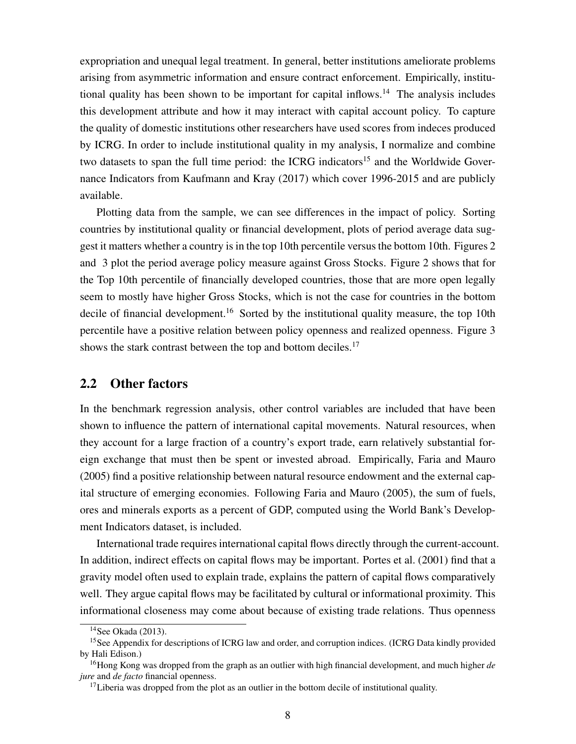expropriation and unequal legal treatment. In general, better institutions ameliorate problems arising from asymmetric information and ensure contract enforcement. Empirically, institutional quality has been shown to be important for capital inflows.[14] The analysis includes this development attribute and how it may interact with capital account policy. To capture the quality of domestic institutions other researchers have used scores from indeces produced by ICRG. In order to include institutional quality in my analysis, I normalize and combine two datasets to span the full time period: the ICRG indicators[15] and the Worldwide Governance Indicators from Kaufmann and Kray (2017) which cover 1996-2015 and are publicly available.

Plotting data from the sample, we can see differences in the impact of policy. Sorting countries by institutional quality or financial development, plots of period average data suggest it matters whether a country is in the top 10th percentile versus the bottom 10th. Figures 2 and 3 plot the period average policy measure against Gross Stocks. Figure 2 shows that for the Top 10th percentile of financially developed countries, those that are more open legally seem to mostly have higher Gross Stocks, which is not the case for countries in the bottom decile of financial development.[16] Sorted by the institutional quality measure, the top 10th percentile have a positive relation between policy openness and realized openness. Figure 3 shows the stark contrast between the top and bottom deciles.[17]

## 2.2 Other factors

In the benchmark regression analysis, other control variables are included that have been shown to influence the pattern of international capital movements. Natural resources, when they account for a large fraction of a country's export trade, earn relatively substantial foreign exchange that must then be spent or invested abroad. Empirically, Faria and Mauro (2005) find a positive relationship between natural resource endowment and the external capital structure of emerging economies. Following Faria and Mauro (2005), the sum of fuels, ores and minerals exports as a percent of GDP, computed using the World Bank's Development Indicators dataset, is included.

International trade requires international capital flows directly through the current-account. In addition, indirect effects on capital flows may be important. Portes et al. (2001) find that a gravity model often used to explain trade, explains the pattern of capital flows comparatively well. They argue capital flows may be facilitated by cultural or informational proximity. This informational closeness may come about because of existing trade relations. Thus openness

[14] See Okada (2013).

[15] See Appendix for descriptions of ICRG law and order, and corruption indices. (ICRG Data kindly provided by Hali Edison.)

[16] Hong Kong was dropped from the graph as an outlier with high financial development, and much higher *de jure* and *de facto* financial openness.

[17] Liberia was dropped from the plot as an outlier in the bottom decile of institutional quality.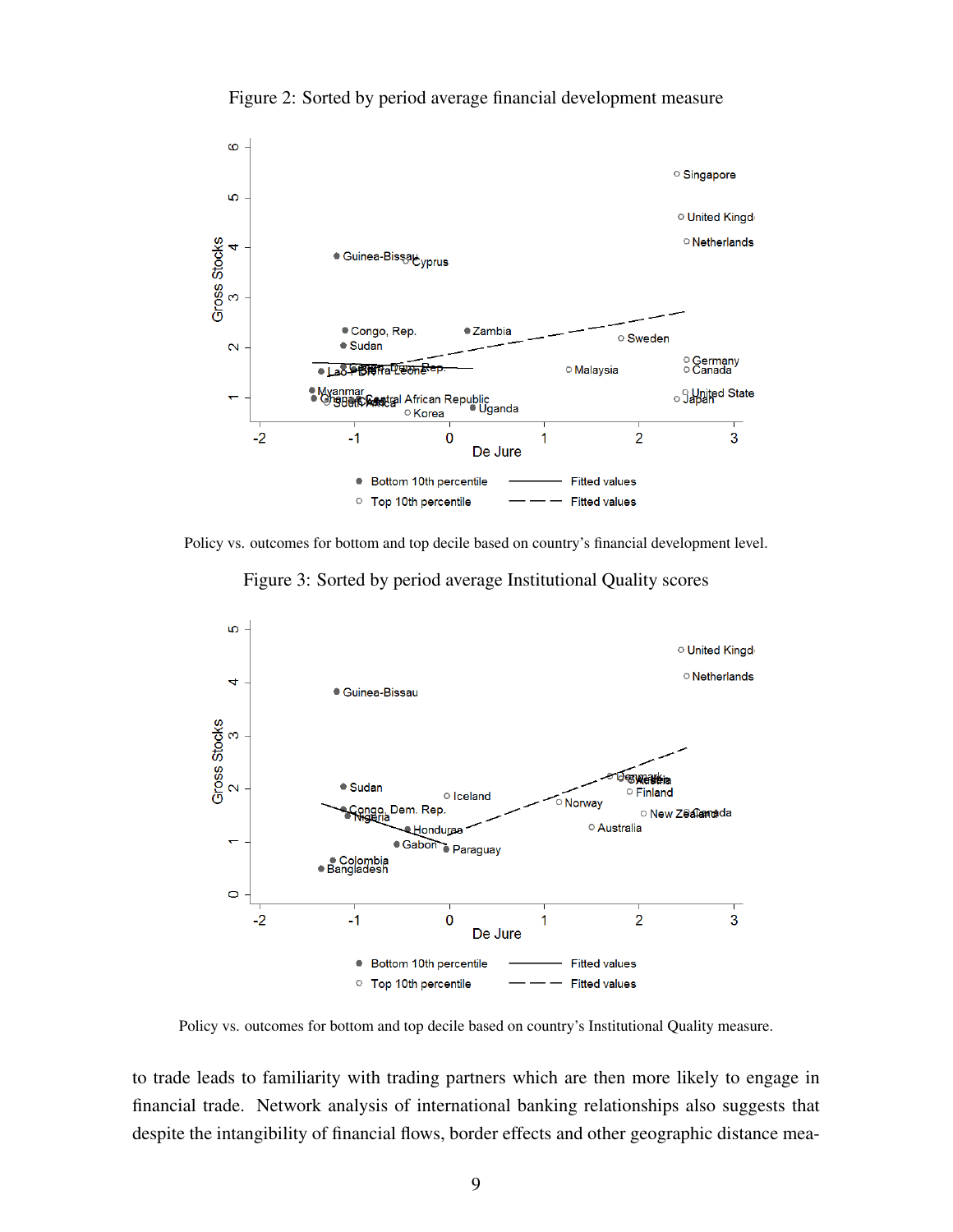Figure 2: Sorted by period average financial development measure

Policy vs. outcomes for bottom and top decile based on country's financial development level.

Figure 3: Sorted by period average Institutional Quality scores

Policy vs. outcomes for bottom and top decile based on country's Institutional Quality measure.

to trade leads to familiarity with trading partners which are then more likely to engage in financial trade. Network analysis of international banking relationships also suggests that despite the intangibility of financial flows, border effects and other geographic distance mea-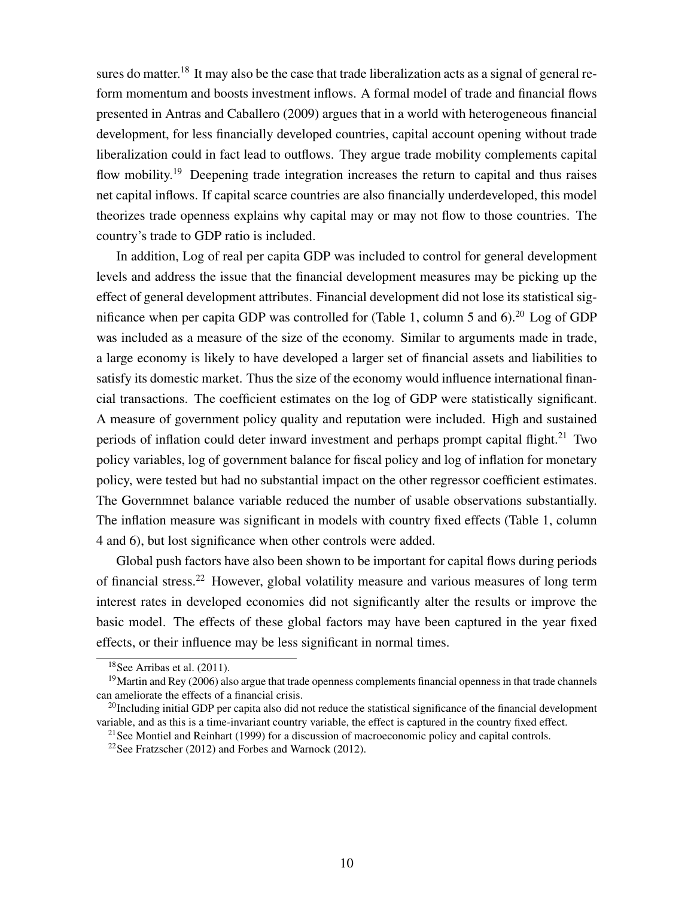sures do matter.[18] It may also be the case that trade liberalization acts as a signal of general reform momentum and boosts investment inflows. A formal model of trade and financial flows presented in Antras and Caballero (2009) argues that in a world with heterogeneous financial development, for less financially developed countries, capital account opening without trade liberalization could in fact lead to outflows. They argue trade mobility complements capital flow mobility.[19] Deepening trade integration increases the return to capital and thus raises net capital inflows. If capital scarce countries are also financially underdeveloped, this model theorizes trade openness explains why capital may or may not flow to those countries. The country's trade to GDP ratio is included.

In addition, Log of real per capita GDP was included to control for general development levels and address the issue that the financial development measures may be picking up the effect of general development attributes. Financial development did not lose its statistical significance when per capita GDP was controlled for (Table 1, column 5 and 6).[20] Log of GDP was included as a measure of the size of the economy. Similar to arguments made in trade, a large economy is likely to have developed a larger set of financial assets and liabilities to satisfy its domestic market. Thus the size of the economy would influence international financial transactions. The coefficient estimates on the log of GDP were statistically significant. A measure of government policy quality and reputation were included. High and sustained periods of inflation could deter inward investment and perhaps prompt capital flight.[21] Two policy variables, log of government balance for fiscal policy and log of inflation for monetary policy, were tested but had no substantial impact on the other regressor coefficient estimates. The Governmnet balance variable reduced the number of usable observations substantially. The inflation measure was significant in models with country fixed effects (Table 1, column 4 and 6), but lost significance when other controls were added.

Global push factors have also been shown to be important for capital flows during periods of financial stress.[22] However, global volatility measure and various measures of long term interest rates in developed economies did not significantly alter the results or improve the basic model. The effects of these global factors may have been captured in the year fixed effects, or their influence may be less significant in normal times.

[18] See Arribas et al. (2011).

[19] Martin and Rey (2006) also argue that trade openness complements financial openness in that trade channels can ameliorate the effects of a financial crisis.

[20] Including initial GDP per capita also did not reduce the statistical significance of the financial development variable, and as this is a time-invariant country variable, the effect is captured in the country fixed effect.

[21] See Montiel and Reinhart (1999) for a discussion of macroeconomic policy and capital controls.

[22] See Fratzscher (2012) and Forbes and Warnock (2012).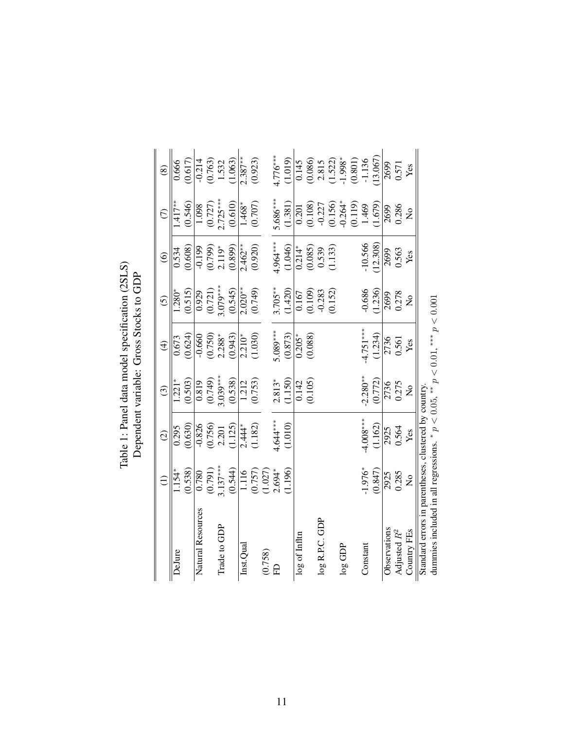Table 1: Panel data model specification (2SLS)
Dependent variable: Gross Stocks to GDP

| | (1) | (2) | (3) | (4) | (5) | (6) | (7) | (8) |
|---|---|---|---|---|---|---|---|---|
| DeJure | 1.154* | 0.295 | 1.221* | 0.673 | 1.280* | 0.534 | 1.417** | 0.666 |
| | (0.538) | (0.630) | (0.503) | (0.624) | (0.515) | (0.608) | (0.546) | (0.617) |
| Natural Resources | 0.780 | -0.826 | 0.819 | -0.660 | 0.929 | -0.199 | 1.098 | -0.214 |
| | (0.791) | (0.756) | (0.749) | (0.750) | (0.721) | (0.799) | (0.727) | (0.763) |
| Trade to GDP | 3.137*** | 2.201 | 3.039*** | 2.288* | 3.079*** | 2.119* | 2.725*** | 1.532 |
| | (0.544) | (1.125) | (0.538) | (0.943) | (0.545) | (0.899) | (0.610) | (1.063) |
| Inst.Qual | 1.116 | 2.444* | 1.212 | 2.210* | 2.020** | 2.462** | 1.468* | 2.387** |
| | (0.757) | (1.182) | (0.753) | (1.030) | (0.749) | (0.920) | (0.707) | (0.923) |
| (0.758) | (1.027) | | | | | | | |
| FD | 2.694* | 4.644*** | 2.813* | 5.089*** | 3.705** | 4.964*** | 5.686*** | 4.776*** |
| | (1.196) | (1.010) | (1.150) | (0.873) | (1.420) | (1.046) | (1.381) | (1.019) |
| log of Infltn | | | 0.142 | 0.205* | 0.167 | 0.214* | 0.201 | 0.145 |
| | | | (0.105) | (0.088) | (0.109) | (0.085) | (0.108) | (0.086) |
| log R.P.C. GDP | | | | | -0.283 | 0.539 | -0.227 | 2.815 |
| | | | | | (0.152) | (1.133) | (0.156) | (1.522) |
| log GDP | | | | | | | -0.264* | -1.998* |
| | | | | | | | (0.119) | (0.801) |
| Constant | -1.976* | -4.008*** | -2.280** | -4.751*** | -0.686 | -10.566 | 1.469 | -1.136 |
| | (0.847) | (1.162) | (0.772) | (1.234) | (1.236) | (12.308) | (1.679) | (13.067) |
| Observations | 2925 | 2925 | 2736 | 2736 | 2699 | 2699 | 2699 | 2699 |
| Adjusted $R^2$ | 0.285 | 0.564 | 0.275 | 0.561 | 0.278 | 0.563 | 0.286 | 0.571 |
| Country FEs | No | Yes | No | Yes | No | Yes | No | Yes |

Standard errors in parentheses, clustered by country.
dummies included in all regressions. * $p < 0.05$, ** $p < 0.01$, *** $p < 0.001$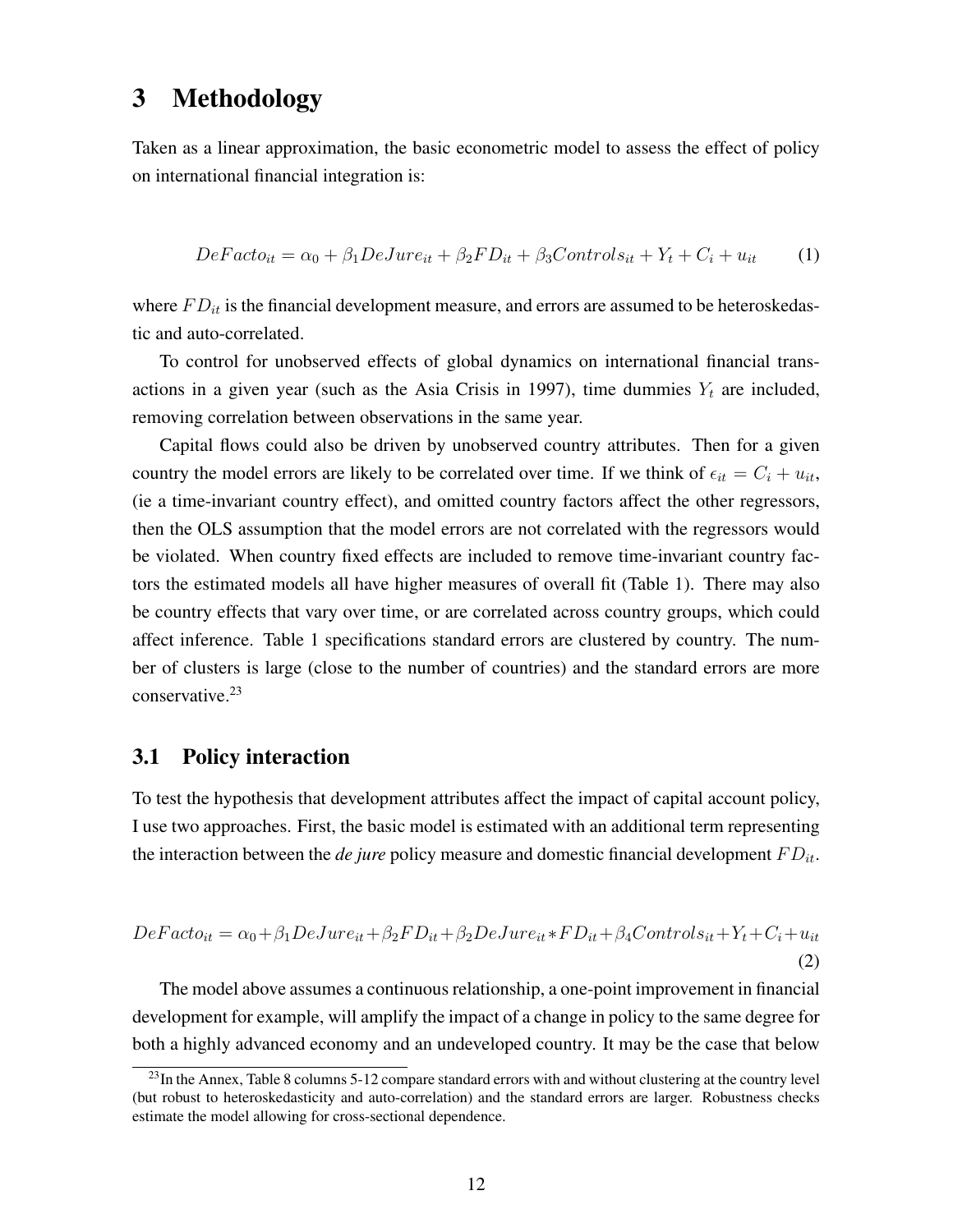# 3 Methodology

Taken as a linear approximation, the basic econometric model to assess the effect of policy on international financial integration is:

$$DeFacto_{it} = \alpha_0 + \beta_1 DeJure_{it} + \beta_2 FD_{it} + \beta_3 Controls_{it} + Y_t + C_i + u_{it} \tag{1}$$

where $FD_{it}$ is the financial development measure, and errors are assumed to be heteroskedastic and auto-correlated.

To control for unobserved effects of global dynamics on international financial transactions in a given year (such as the Asia Crisis in 1997), time dummies $Y_t$ are included, removing correlation between observations in the same year.

Capital flows could also be driven by unobserved country attributes. Then for a given country the model errors are likely to be correlated over time. If we think of $\epsilon_{it} = C_i + u_{it}$, (ie a time-invariant country effect), and omitted country factors affect the other regressors, then the OLS assumption that the model errors are not correlated with the regressors would be violated. When country fixed effects are included to remove time-invariant country factors the estimated models all have higher measures of overall fit (Table 1). There may also be country effects that vary over time, or are correlated across country groups, which could affect inference. Table 1 specifications standard errors are clustered by country. The number of clusters is large (close to the number of countries) and the standard errors are more conservative.[23]

## 3.1 Policy interaction

To test the hypothesis that development attributes affect the impact of capital account policy, I use two approaches. First, the basic model is estimated with an additional term representing the interaction between the *de jure* policy measure and domestic financial development $FD_{it}$.

$$DeFacto_{it} = \alpha_0 + \beta_1 DeJure_{it} + \beta_2 FD_{it} + \beta_2 DeJure_{it} * FD_{it} + \beta_4 Controls_{it} + Y_t + C_i + u_{it} \tag{2}$$

The model above assumes a continuous relationship, a one-point improvement in financial development for example, will amplify the impact of a change in policy to the same degree for both a highly advanced economy and an undeveloped country. It may be the case that below

[23] In the Annex, Table 8 columns 5-12 compare standard errors with and without clustering at the country level (but robust to heteroskedasticity and auto-correlation) and the standard errors are larger. Robustness checks estimate the model allowing for cross-sectional dependence.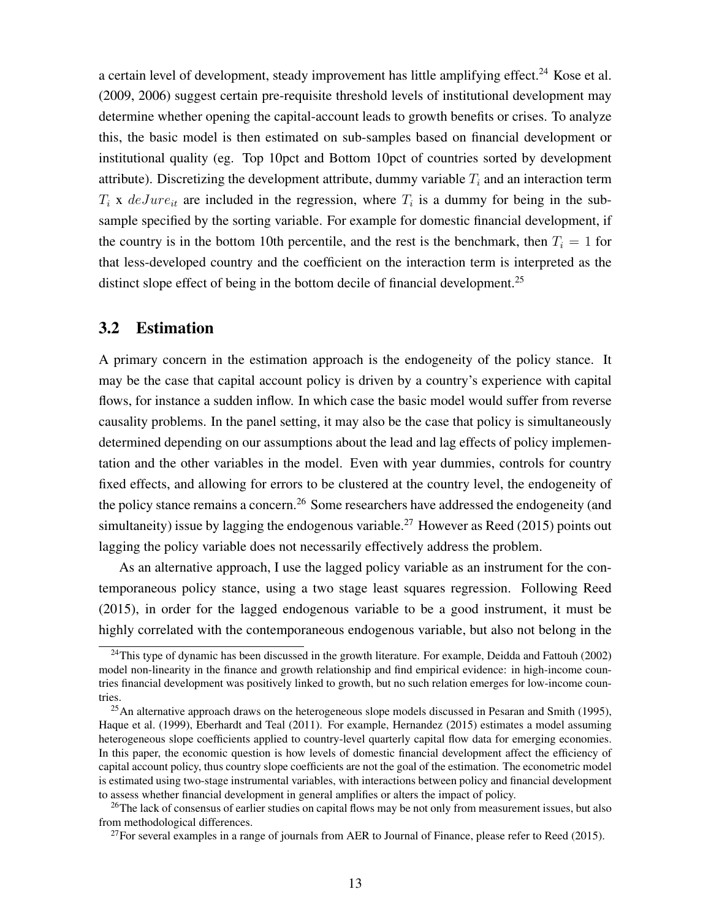a certain level of development, steady improvement has little amplifying effect.[24] Kose et al. (2009, 2006) suggest certain pre-requisite threshold levels of institutional development may determine whether opening the capital-account leads to growth benefits or crises. To analyze this, the basic model is then estimated on sub-samples based on financial development or institutional quality (eg. Top 10pct and Bottom 10pct of countries sorted by development attribute). Discretizing the development attribute, dummy variable $T_i$ and an interaction term $T_i$ x $deJure_{it}$ are included in the regression, where $T_i$ is a dummy for being in the sub-sample specified by the sorting variable. For example for domestic financial development, if the country is in the bottom 10th percentile, and the rest is the benchmark, then $T_i = 1$ for that less-developed country and the coefficient on the interaction term is interpreted as the distinct slope effect of being in the bottom decile of financial development.[25]

## 3.2 Estimation

A primary concern in the estimation approach is the endogeneity of the policy stance. It may be the case that capital account policy is driven by a country's experience with capital flows, for instance a sudden inflow. In which case the basic model would suffer from reverse causality problems. In the panel setting, it may also be the case that policy is simultaneously determined depending on our assumptions about the lead and lag effects of policy implementation and the other variables in the model. Even with year dummies, controls for country fixed effects, and allowing for errors to be clustered at the country level, the endogeneity of the policy stance remains a concern.[26] Some researchers have addressed the endogeneity (and simultaneity) issue by lagging the endogenous variable.[27] However as Reed (2015) points out lagging the policy variable does not necessarily effectively address the problem.

As an alternative approach, I use the lagged policy variable as an instrument for the contemporaneous policy stance, using a two stage least squares regression. Following Reed (2015), in order for the lagged endogenous variable to be a good instrument, it must be highly correlated with the contemporaneous endogenous variable, but also not belong in the

[24]This type of dynamic has been discussed in the growth literature. For example, Deidda and Fattouh (2002) model non-linearity in the finance and growth relationship and find empirical evidence: in high-income countries financial development was positively linked to growth, but no such relation emerges for low-income countries.

[25]An alternative approach draws on the heterogeneous slope models discussed in Pesaran and Smith (1995), Haque et al. (1999), Eberhardt and Teal (2011). For example, Hernandez (2015) estimates a model assuming heterogeneous slope coefficients applied to country-level quarterly capital flow data for emerging economies. In this paper, the economic question is how levels of domestic financial development affect the efficiency of capital account policy, thus country slope coefficients are not the goal of the estimation. The econometric model is estimated using two-stage instrumental variables, with interactions between policy and financial development to assess whether financial development in general amplifies or alters the impact of policy.

[26]The lack of consensus of earlier studies on capital flows may be not only from measurement issues, but also from methodological differences.

[27]For several examples in a range of journals from AER to Journal of Finance, please refer to Reed (2015).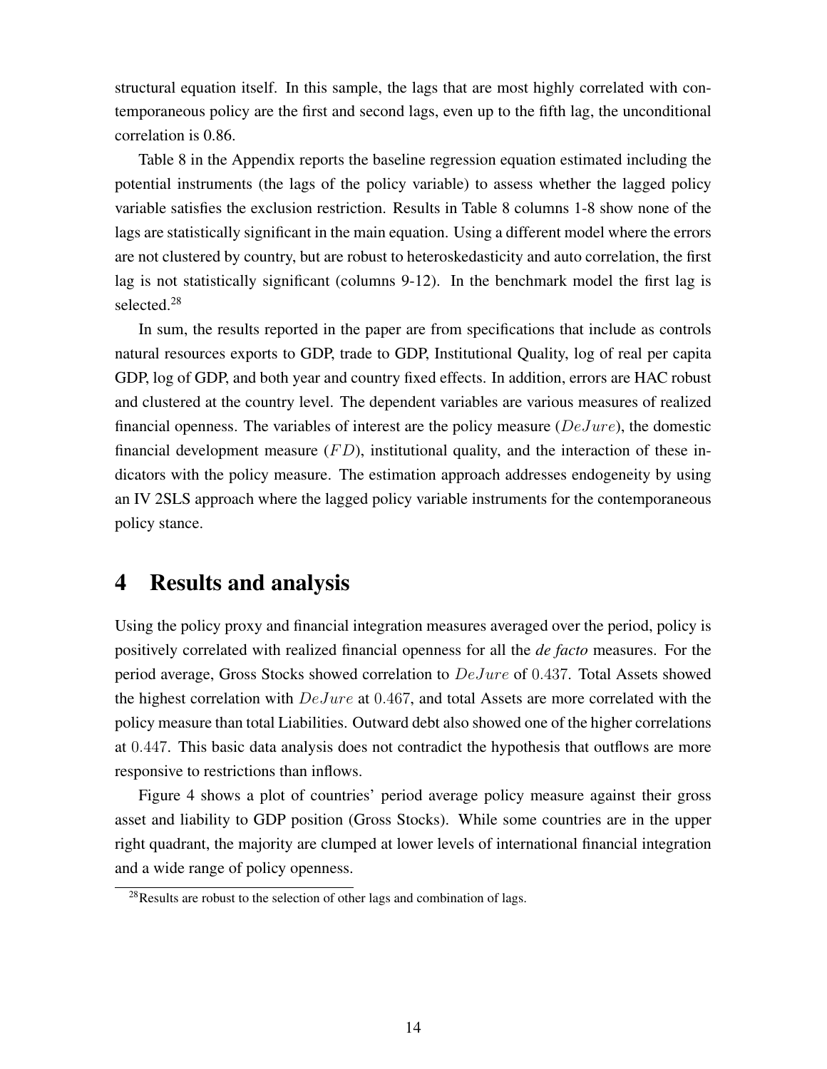structural equation itself. In this sample, the lags that are most highly correlated with contemporaneous policy are the first and second lags, even up to the fifth lag, the unconditional correlation is 0.86.

Table 8 in the Appendix reports the baseline regression equation estimated including the potential instruments (the lags of the policy variable) to assess whether the lagged policy variable satisfies the exclusion restriction. Results in Table 8 columns 1-8 show none of the lags are statistically significant in the main equation. Using a different model where the errors are not clustered by country, but are robust to heteroskedasticity and auto correlation, the first lag is not statistically significant (columns 9-12). In the benchmark model the first lag is selected.[28]

In sum, the results reported in the paper are from specifications that include as controls natural resources exports to GDP, trade to GDP, Institutional Quality, log of real per capita GDP, log of GDP, and both year and country fixed effects. In addition, errors are HAC robust and clustered at the country level. The dependent variables are various measures of realized financial openness. The variables of interest are the policy measure ($DeJure$), the domestic financial development measure ($FD$), institutional quality, and the interaction of these indicators with the policy measure. The estimation approach addresses endogeneity by using an IV 2SLS approach where the lagged policy variable instruments for the contemporaneous policy stance.

# 4 Results and analysis

Using the policy proxy and financial integration measures averaged over the period, policy is positively correlated with realized financial openness for all the *de facto* measures. For the period average, Gross Stocks showed correlation to $DeJure$ of $0.437$. Total Assets showed the highest correlation with $DeJure$ at $0.467$, and total Assets are more correlated with the policy measure than total Liabilities. Outward debt also showed one of the higher correlations at $0.447$. This basic data analysis does not contradict the hypothesis that outflows are more responsive to restrictions than inflows.

Figure 4 shows a plot of countries' period average policy measure against their gross asset and liability to GDP position (Gross Stocks). While some countries are in the upper right quadrant, the majority are clumped at lower levels of international financial integration and a wide range of policy openness.

[28] Results are robust to the selection of other lags and combination of lags.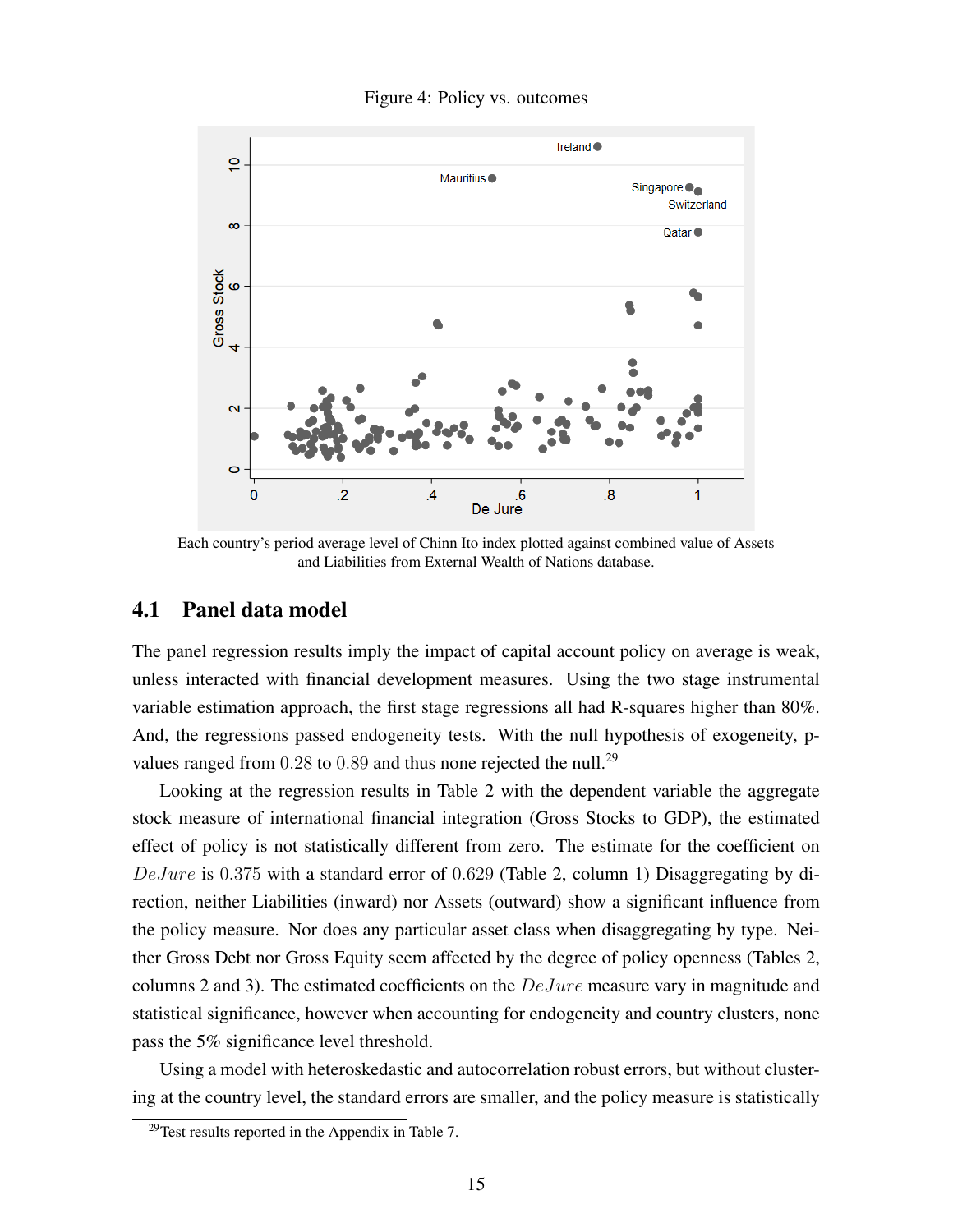Figure 4: Policy vs. outcomes

Each country's period average level of Chinn Ito index plotted against combined value of Assets and Liabilities from External Wealth of Nations database.

## 4.1 Panel data model

The panel regression results imply the impact of capital account policy on average is weak, unless interacted with financial development measures. Using the two stage instrumental variable estimation approach, the first stage regressions all had R-squares higher than 80%. And, the regressions passed endogeneity tests. With the null hypothesis of exogeneity, p-values ranged from 0.28 to 0.89 and thus none rejected the null.[29]

Looking at the regression results in Table 2 with the dependent variable the aggregate stock measure of international financial integration (Gross Stocks to GDP), the estimated effect of policy is not statistically different from zero. The estimate for the coefficient on $DeJure$ is 0.375 with a standard error of 0.629 (Table 2, column 1) Disaggregating by direction, neither Liabilities (inward) nor Assets (outward) show a significant influence from the policy measure. Nor does any particular asset class when disaggregating by type. Neither Gross Debt nor Gross Equity seem affected by the degree of policy openness (Tables 2, columns 2 and 3). The estimated coefficients on the $DeJure$ measure vary in magnitude and statistical significance, however when accounting for endogeneity and country clusters, none pass the 5% significance level threshold.

Using a model with heteroskedastic and autocorrelation robust errors, but without clustering at the country level, the standard errors are smaller, and the policy measure is statistically

[29] Test results reported in the Appendix in Table 7.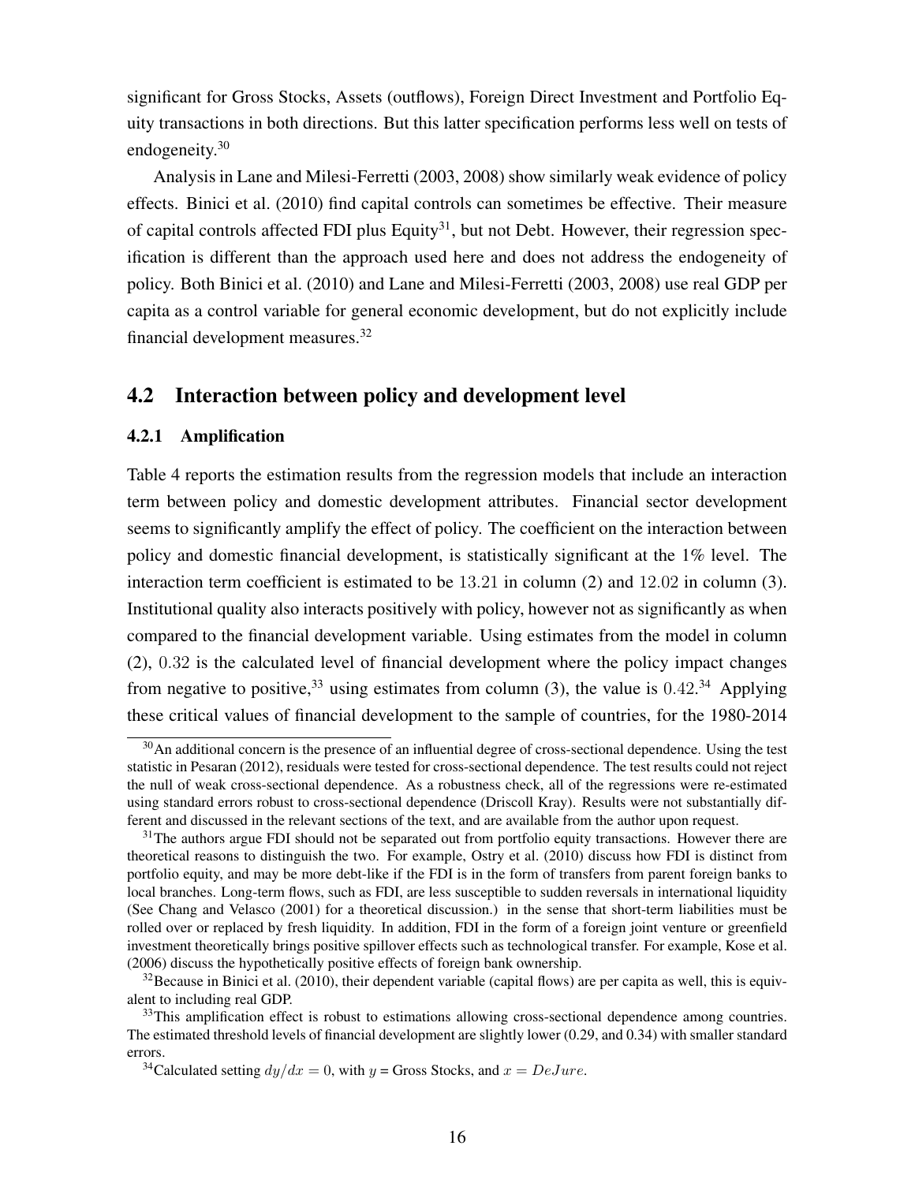significant for Gross Stocks, Assets (outflows), Foreign Direct Investment and Portfolio Equity transactions in both directions. But this latter specification performs less well on tests of endogeneity.[30]

Analysis in Lane and Milesi-Ferretti (2003, 2008) show similarly weak evidence of policy effects. Binici et al. (2010) find capital controls can sometimes be effective. Their measure of capital controls affected FDI plus Equity[31], but not Debt. However, their regression specification is different than the approach used here and does not address the endogeneity of policy. Both Binici et al. (2010) and Lane and Milesi-Ferretti (2003, 2008) use real GDP per capita as a control variable for general economic development, but do not explicitly include financial development measures.[32]

## 4.2 Interaction between policy and development level

### 4.2.1 Amplification

Table 4 reports the estimation results from the regression models that include an interaction term between policy and domestic development attributes. Financial sector development seems to significantly amplify the effect of policy. The coefficient on the interaction between policy and domestic financial development, is statistically significant at the 1% level. The interaction term coefficient is estimated to be $13.21$ in column (2) and $12.02$ in column (3). Institutional quality also interacts positively with policy, however not as significantly as when compared to the financial development variable. Using estimates from the model in column (2), $0.32$ is the calculated level of financial development where the policy impact changes from negative to positive,[33] using estimates from column (3), the value is $0.42$.[34] Applying these critical values of financial development to the sample of countries, for the 1980-2014

[30] An additional concern is the presence of an influential degree of cross-sectional dependence. Using the test statistic in Pesaran (2012), residuals were tested for cross-sectional dependence. The test results could not reject the null of weak cross-sectional dependence. As a robustness check, all of the regressions were re-estimated using standard errors robust to cross-sectional dependence (Driscoll Kray). Results were not substantially different and discussed in the relevant sections of the text, and are available from the author upon request.

[31] The authors argue FDI should not be separated out from portfolio equity transactions. However there are theoretical reasons to distinguish the two. For example, Ostry et al. (2010) discuss how FDI is distinct from portfolio equity, and may be more debt-like if the FDI is in the form of transfers from parent foreign banks to local branches. Long-term flows, such as FDI, are less susceptible to sudden reversals in international liquidity (See Chang and Velasco (2001) for a theoretical discussion.) in the sense that short-term liabilities must be rolled over or replaced by fresh liquidity. In addition, FDI in the form of a foreign joint venture or greenfield investment theoretically brings positive spillover effects such as technological transfer. For example, Kose et al. (2006) discuss the hypothetically positive effects of foreign bank ownership.

[32] Because in Binici et al. (2010), their dependent variable (capital flows) are per capita as well, this is equivalent to including real GDP.

[33] This amplification effect is robust to estimations allowing cross-sectional dependence among countries. The estimated threshold levels of financial development are slightly lower (0.29, and 0.34) with smaller standard errors.

[34] Calculated setting $dy/dx = 0$, with $y$ = Gross Stocks, and $x = DeJure$.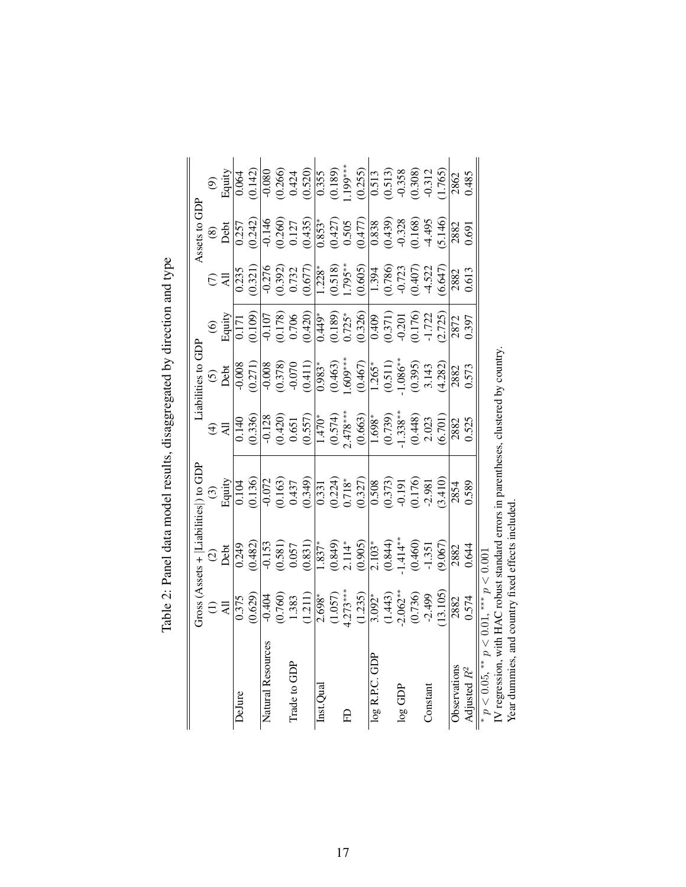Table 2: Panel data model results, disaggregated by direction and type

| | Gross (Assets + \|Liabilities\|) to GDP | | | Liabilities to GDP | | | Assets to GDP | | |
|---|---|---|---|---|---|---|---|---|---|
| | (1) | (2) | (3) | (4) | (5) | (6) | (7) | (8) | (9) |
| | All | Debt | Equity | All | Debt | Equity | All | Debt | Equity |
| DeJure | 0.375 | 0.249 | 0.104 | 0.140 | -0.008 | 0.171 | 0.235 | 0.257 | 0.064 |
| | (0.629) | (0.482) | (0.136) | (0.336) | (0.271) | (0.109) | (0.321) | (0.242) | (0.142) |
| Natural Resources | -0.404 | -0.153 | -0.072 | -0.128 | -0.008 | -0.107 | -0.276 | -0.146 | -0.080 |
| | (0.760) | (0.581) | (0.163) | (0.420) | (0.378) | (0.178) | (0.392) | (0.260) | (0.266) |
| Trade to GDP | 1.383 | 0.057 | 0.437 | 0.651 | -0.070 | 0.706 | 0.732 | 0.127 | 0.424 |
| | (1.211) | (0.831) | (0.349) | (0.557) | (0.411) | (0.420) | (0.677) | (0.435) | (0.520) |
| Inst.Qual | 2.698* | 1.837* | 0.331 | 1.470* | 0.983* | 0.449* | 1.228* | 0.853* | 0.355 |
| | (1.057) | (0.849) | (0.224) | (0.574) | (0.463) | (0.189) | (0.518) | (0.427) | (0.189) |
| FD | 4.273*** | 2.114* | 0.718* | 2.478*** | 1.609*** | 0.725* | 1.795** | 0.505 | 1.199*** |
| | (1.235) | (0.905) | (0.327) | (0.663) | (0.467) | (0.326) | (0.605) | (0.477) | (0.255) |
| log R.P.C. GDP | 3.092* | 2.103* | 0.508 | 1.698* | 1.265* | 0.409 | 1.394 | 0.838 | 0.513 |
| | (1.443) | (0.844) | (0.373) | (0.739) | (0.511) | (0.371) | (0.786) | (0.439) | (0.513) |
| log GDP | -2.062** | -1.414** | -0.191 | -1.338** | -1.086** | -0.201 | -0.723 | -0.328 | -0.358 |
| | (0.736) | (0.460) | (0.176) | (0.448) | (0.395) | (0.176) | (0.407) | (0.168) | (0.308) |
| Constant | -2.499 | -1.351 | -2.981 | 2.023 | 3.143 | -1.722 | -4.522 | -4.495 | -0.312 |
| | (13.105) | (9.067) | (3.410) | (6.701) | (4.282) | (2.725) | (6.647) | (5.146) | (1.765) |
| Observations | 2882 | 2882 | 2854 | 2882 | 2882 | 2872 | 2882 | 2882 | 2862 |
| Adjusted $R^2$ | 0.574 | 0.644 | 0.589 | 0.525 | 0.573 | 0.397 | 0.613 | 0.691 | 0.485 |

* $p < 0.05$, ** $p < 0.01$, *** $p < 0.001$

IV regression, with HAC robust standard errors in parentheses, clustered by country.

Year dummies, and country fixed effects included.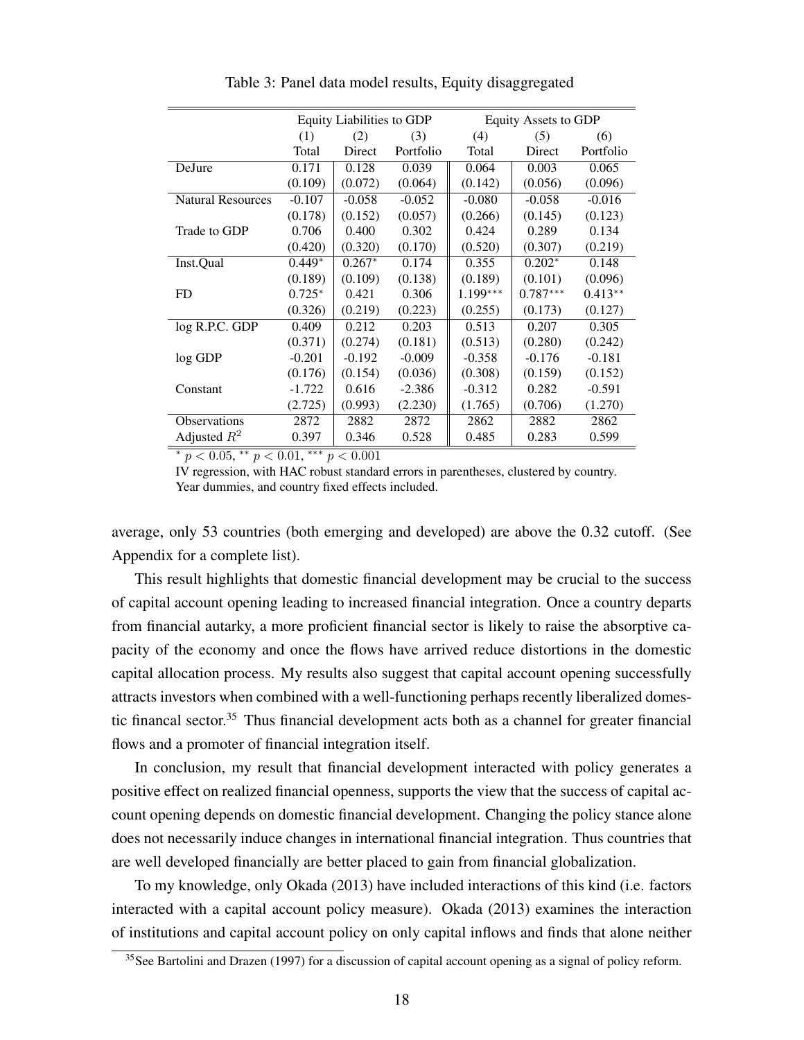Table 3: Panel data model results, Equity disaggregated

| | Equity Liabilities to GDP | | | Equity Assets to GDP | | |
|---|---|---|---|---|---|---|
| | (1) | (2) | (3) | (4) | (5) | (6) |
| | Total | Direct | Portfolio | Total | Direct | Portfolio |
| DeJure | 0.171 | 0.128 | 0.039 | 0.064 | 0.003 | 0.065 |
| | (0.109) | (0.072) | (0.064) | (0.142) | (0.056) | (0.096) |
| Natural Resources | -0.107 | -0.058 | -0.052 | -0.080 | -0.058 | -0.016 |
| | (0.178) | (0.152) | (0.057) | (0.266) | (0.145) | (0.123) |
| Trade to GDP | 0.706 | 0.400 | 0.302 | 0.424 | 0.289 | 0.134 |
| | (0.420) | (0.320) | (0.170) | (0.520) | (0.307) | (0.219) |
| Inst.Qual | $0.449^{*}$ | $0.267^{*}$ | 0.174 | 0.355 | $0.202^{*}$ | 0.148 |
| | (0.189) | (0.109) | (0.138) | (0.189) | (0.101) | (0.096) |
| FD | $0.725^{*}$ | 0.421 | 0.306 | $1.199^{***}$ | $0.787^{***}$ | $0.413^{**}$ |
| | (0.326) | (0.219) | (0.223) | (0.255) | (0.173) | (0.127) |
| log R.P.C. GDP | 0.409 | 0.212 | 0.203 | 0.513 | 0.207 | 0.305 |
| | (0.371) | (0.274) | (0.181) | (0.513) | (0.280) | (0.242) |
| log GDP | -0.201 | -0.192 | -0.009 | -0.358 | -0.176 | -0.181 |
| | (0.176) | (0.154) | (0.036) | (0.308) | (0.159) | (0.152) |
| Constant | -1.722 | 0.616 | -2.386 | -0.312 | 0.282 | -0.591 |
| | (2.725) | (0.993) | (2.230) | (1.765) | (0.706) | (1.270) |
| Observations | 2872 | 2882 | 2872 | 2862 | 2882 | 2862 |
| Adjusted $R^2$ | 0.397 | 0.346 | 0.528 | 0.485 | 0.283 | 0.599 |

$^{*}$ $p < 0.05$, $^{**}$ $p < 0.01$, $^{***}$ $p < 0.001$

IV regression, with HAC robust standard errors in parentheses, clustered by country. Year dummies, and country fixed effects included.

average, only 53 countries (both emerging and developed) are above the 0.32 cutoff. (See Appendix for a complete list).

This result highlights that domestic financial development may be crucial to the success of capital account opening leading to increased financial integration. Once a country departs from financial autarky, a more proficient financial sector is likely to raise the absorptive capacity of the economy and once the flows have arrived reduce distortions in the domestic capital allocation process. My results also suggest that capital account opening successfully attracts investors when combined with a well-functioning perhaps recently liberalized domestic financal sector.[35] Thus financial development acts both as a channel for greater financial flows and a promoter of financial integration itself.

In conclusion, my result that financial development interacted with policy generates a positive effect on realized financial openness, supports the view that the success of capital account opening depends on domestic financial development. Changing the policy stance alone does not necessarily induce changes in international financial integration. Thus countries that are well developed financially are better placed to gain from financial globalization.

To my knowledge, only Okada (2013) have included interactions of this kind (i.e. factors interacted with a capital account policy measure). Okada (2013) examines the interaction of institutions and capital account policy on only capital inflows and finds that alone neither

[35] See Bartolini and Drazen (1997) for a discussion of capital account opening as a signal of policy reform.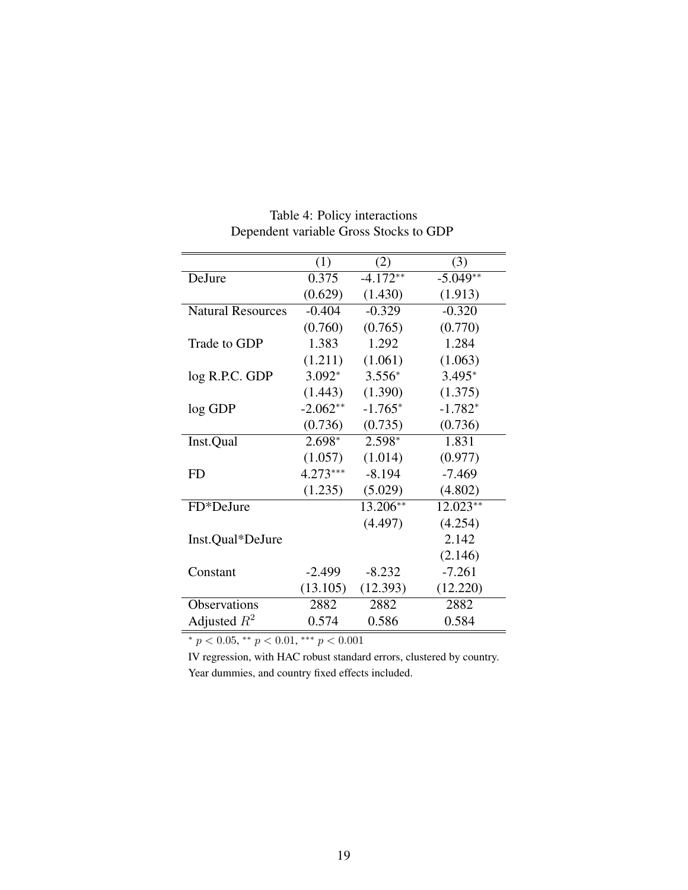Table 4: Policy interactions
Dependent variable Gross Stocks to GDP

| | (1) | (2) | (3) |
|---|---|---|---|
| DeJure | 0.375 | -4.172** | -5.049** |
| | (0.629) | (1.430) | (1.913) |
| Natural Resources | -0.404 | -0.329 | -0.320 |
| | (0.760) | (0.765) | (0.770) |
| Trade to GDP | 1.383 | 1.292 | 1.284 |
| | (1.211) | (1.061) | (1.063) |
| log R.P.C. GDP | 3.092* | 3.556* | 3.495* |
| | (1.443) | (1.390) | (1.375) |
| log GDP | -2.062** | -1.765* | -1.782* |
| | (0.736) | (0.735) | (0.736) |
| Inst.Qual | 2.698* | 2.598* | 1.831 |
| | (1.057) | (1.014) | (0.977) |
| FD | 4.273*** | -8.194 | -7.469 |
| | (1.235) | (5.029) | (4.802) |
| FD*DeJure | | 13.206** | 12.023** |
| | | (4.497) | (4.254) |
| Inst.Qual*DeJure | | | 2.142 |
| | | | (2.146) |
| Constant | -2.499 | -8.232 | -7.261 |
| | (13.105) | (12.393) | (12.220) |
| Observations | 2882 | 2882 | 2882 |
| Adjusted $R^2$ | 0.574 | 0.586 | 0.584 |

* $p < 0.05$, ** $p < 0.01$, *** $p < 0.001$

IV regression, with HAC robust standard errors, clustered by country.
Year dummies, and country fixed effects included.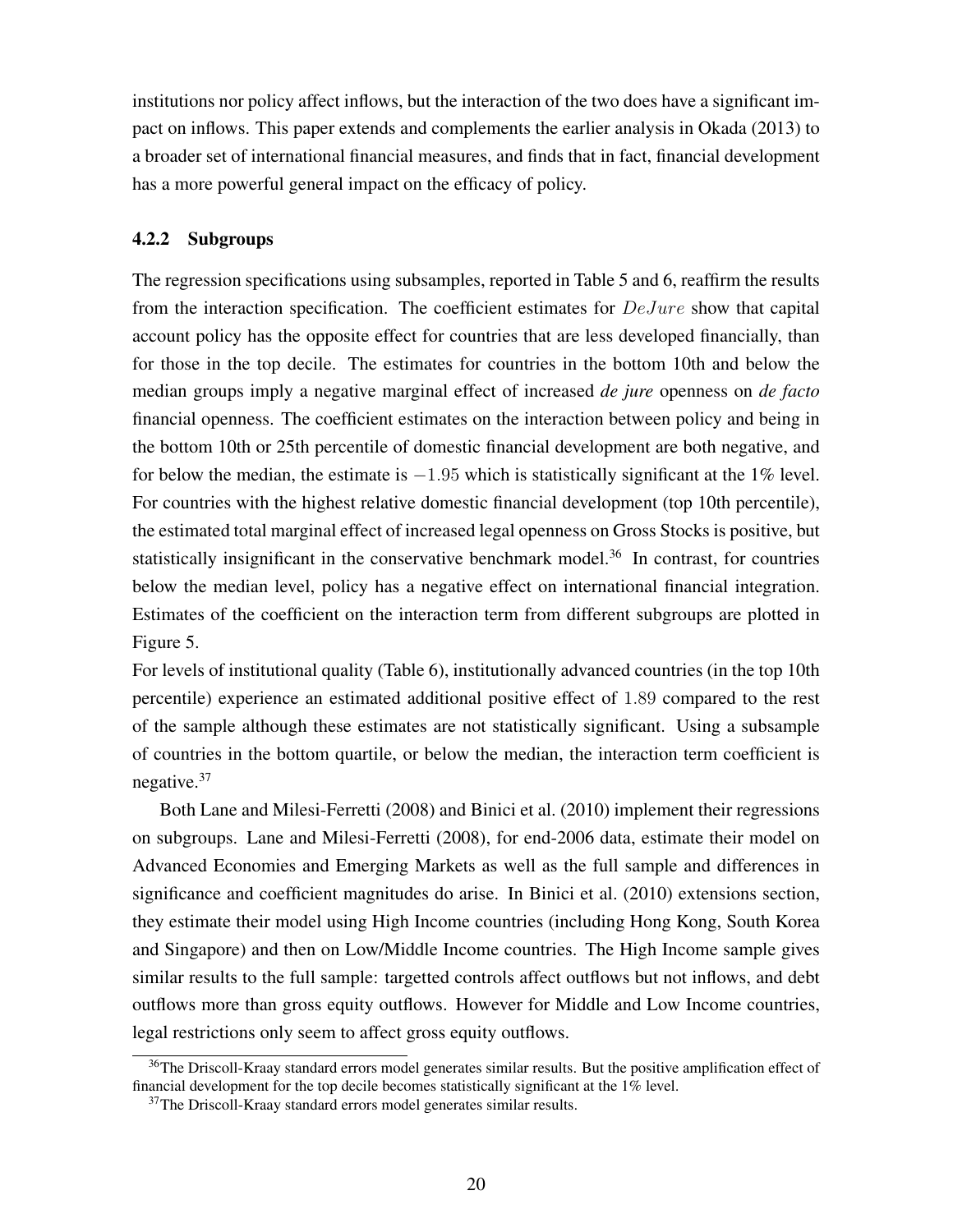institutions nor policy affect inflows, but the interaction of the two does have a significant impact on inflows. This paper extends and complements the earlier analysis in Okada (2013) to a broader set of international financial measures, and finds that in fact, financial development has a more powerful general impact on the efficacy of policy.

### 4.2.2 Subgroups

The regression specifications using subsamples, reported in Table 5 and 6, reaffirm the results from the interaction specification. The coefficient estimates for $DeJure$ show that capital account policy has the opposite effect for countries that are less developed financially, than for those in the top decile. The estimates for countries in the bottom 10th and below the median groups imply a negative marginal effect of increased *de jure* openness on *de facto* financial openness. The coefficient estimates on the interaction between policy and being in the bottom 10th or 25th percentile of domestic financial development are both negative, and for below the median, the estimate is $-1.95$ which is statistically significant at the 1% level. For countries with the highest relative domestic financial development (top 10th percentile), the estimated total marginal effect of increased legal openness on Gross Stocks is positive, but statistically insignificant in the conservative benchmark model.[36] In contrast, for countries below the median level, policy has a negative effect on international financial integration. Estimates of the coefficient on the interaction term from different subgroups are plotted in Figure 5.

For levels of institutional quality (Table 6), institutionally advanced countries (in the top 10th percentile) experience an estimated additional positive effect of $1.89$ compared to the rest of the sample although these estimates are not statistically significant. Using a subsample of countries in the bottom quartile, or below the median, the interaction term coefficient is negative.[37]

Both Lane and Milesi-Ferretti (2008) and Binici et al. (2010) implement their regressions on subgroups. Lane and Milesi-Ferretti (2008), for end-2006 data, estimate their model on Advanced Economies and Emerging Markets as well as the full sample and differences in significance and coefficient magnitudes do arise. In Binici et al. (2010) extensions section, they estimate their model using High Income countries (including Hong Kong, South Korea and Singapore) and then on Low/Middle Income countries. The High Income sample gives similar results to the full sample: targetted controls affect outflows but not inflows, and debt outflows more than gross equity outflows. However for Middle and Low Income countries, legal restrictions only seem to affect gross equity outflows.

[36] The Driscoll-Kraay standard errors model generates similar results. But the positive amplification effect of financial development for the top decile becomes statistically significant at the 1% level.

[37] The Driscoll-Kraay standard errors model generates similar results.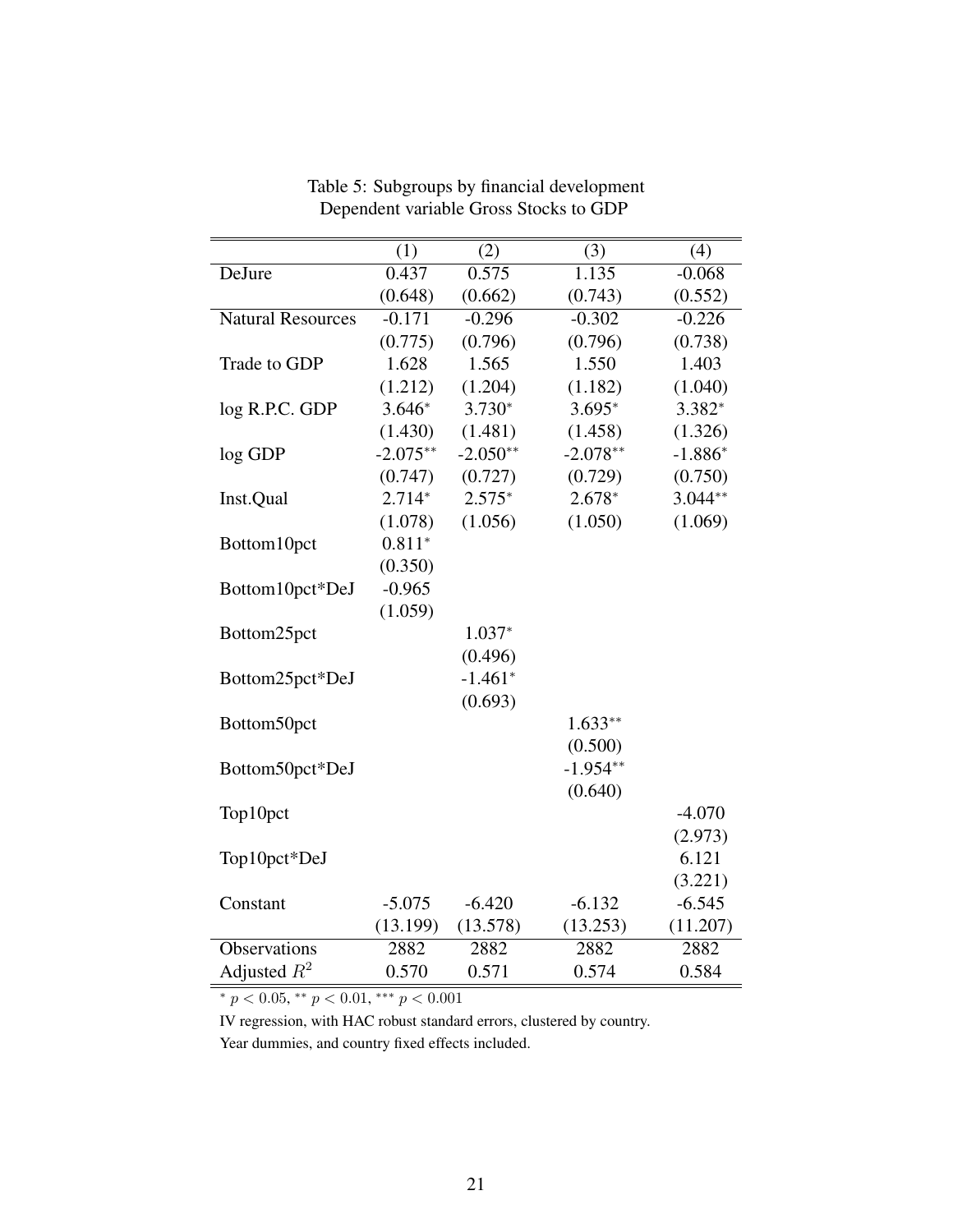Table 5: Subgroups by financial development
Dependent variable Gross Stocks to GDP

| | (1) | (2) | (3) | (4) |
|---|---|---|---|---|
| DeJure | 0.437 | 0.575 | 1.135 | -0.068 |
| | (0.648) | (0.662) | (0.743) | (0.552) |
| Natural Resources | -0.171 | -0.296 | -0.302 | -0.226 |
| | (0.775) | (0.796) | (0.796) | (0.738) |
| Trade to GDP | 1.628 | 1.565 | 1.550 | 1.403 |
| | (1.212) | (1.204) | (1.182) | (1.040) |
| log R.P.C. GDP | 3.646$^{*}$ | 3.730$^{*}$ | 3.695$^{*}$ | 3.382$^{*}$ |
| | (1.430) | (1.481) | (1.458) | (1.326) |
| log GDP | -2.075$^{**}$ | -2.050$^{**}$ | -2.078$^{**}$ | -1.886$^{*}$ |
| | (0.747) | (0.727) | (0.729) | (0.750) |
| Inst.Qual | 2.714$^{*}$ | 2.575$^{*}$ | 2.678$^{*}$ | 3.044$^{**}$ |
| | (1.078) | (1.056) | (1.050) | (1.069) |
| Bottom10pct | 0.811$^{*}$ | | | |
| | (0.350) | | | |
| Bottom10pct*DeJ | -0.965 | | | |
| | (1.059) | | | |
| Bottom25pct | | 1.037$^{*}$ | | |
| | | (0.496) | | |
| Bottom25pct*DeJ | | -1.461$^{*}$ | | |
| | | (0.693) | | |
| Bottom50pct | | | 1.633$^{**}$ | |
| | | | (0.500) | |
| Bottom50pct*DeJ | | | -1.954$^{**}$ | |
| | | | (0.640) | |
| Top10pct | | | | -4.070 |
| | | | | (2.973) |
| Top10pct*DeJ | | | | 6.121 |
| | | | | (3.221) |
| Constant | -5.075 | -6.420 | -6.132 | -6.545 |
| | (13.199) | (13.578) | (13.253) | (11.207) |
| Observations | 2882 | 2882 | 2882 | 2882 |
| Adjusted $R^2$ | 0.570 | 0.571 | 0.574 | 0.584 |

$^{*}$ $p < 0.05$, $^{**}$ $p < 0.01$, $^{***}$ $p < 0.001$

IV regression, with HAC robust standard errors, clustered by country.

Year dummies, and country fixed effects included.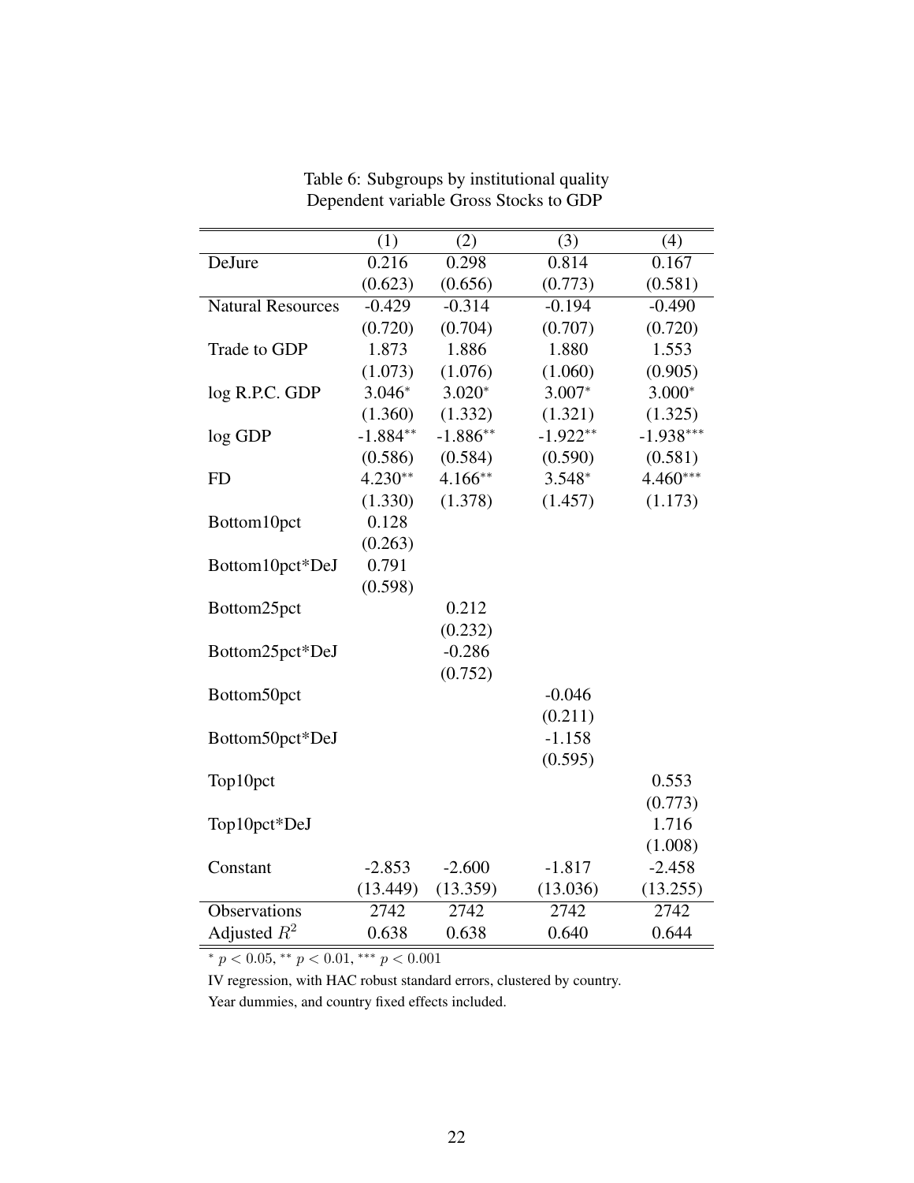Table 6: Subgroups by institutional quality
Dependent variable Gross Stocks to GDP

| | (1) | (2) | (3) | (4) |
|---|---|---|---|---|
| DeJure | 0.216 | 0.298 | 0.814 | 0.167 |
| | (0.623) | (0.656) | (0.773) | (0.581) |
| Natural Resources | -0.429 | -0.314 | -0.194 | -0.490 |
| | (0.720) | (0.704) | (0.707) | (0.720) |
| Trade to GDP | 1.873 | 1.886 | 1.880 | 1.553 |
| | (1.073) | (1.076) | (1.060) | (0.905) |
| log R.P.C. GDP | 3.046$^{*}$ | 3.020$^{*}$ | 3.007$^{*}$ | 3.000$^{*}$ |
| | (1.360) | (1.332) | (1.321) | (1.325) |
| log GDP | -1.884$^{**}$ | -1.886$^{**}$ | -1.922$^{**}$ | -1.938$^{***}$ |
| | (0.586) | (0.584) | (0.590) | (0.581) |
| FD | 4.230$^{**}$ | 4.166$^{**}$ | 3.548$^{*}$ | 4.460$^{***}$ |
| | (1.330) | (1.378) | (1.457) | (1.173) |
| Bottom10pct | 0.128 | | | |
| | (0.263) | | | |
| Bottom10pct*DeJ | 0.791 | | | |
| | (0.598) | | | |
| Bottom25pct | | 0.212 | | |
| | | (0.232) | | |
| Bottom25pct*DeJ | | -0.286 | | |
| | | (0.752) | | |
| Bottom50pct | | | -0.046 | |
| | | | (0.211) | |
| Bottom50pct*DeJ | | | -1.158 | |
| | | | (0.595) | |
| Top10pct | | | | 0.553 |
| | | | | (0.773) |
| Top10pct*DeJ | | | | 1.716 |
| | | | | (1.008) |
| Constant | -2.853 | -2.600 | -1.817 | -2.458 |
| | (13.449) | (13.359) | (13.036) | (13.255) |
| Observations | 2742 | 2742 | 2742 | 2742 |
| Adjusted $R^2$ | 0.638 | 0.638 | 0.640 | 0.644 |

$^{*}$ $p < 0.05$, $^{**}$ $p < 0.01$, $^{***}$ $p < 0.001$

IV regression, with HAC robust standard errors, clustered by country.

Year dummies, and country fixed effects included.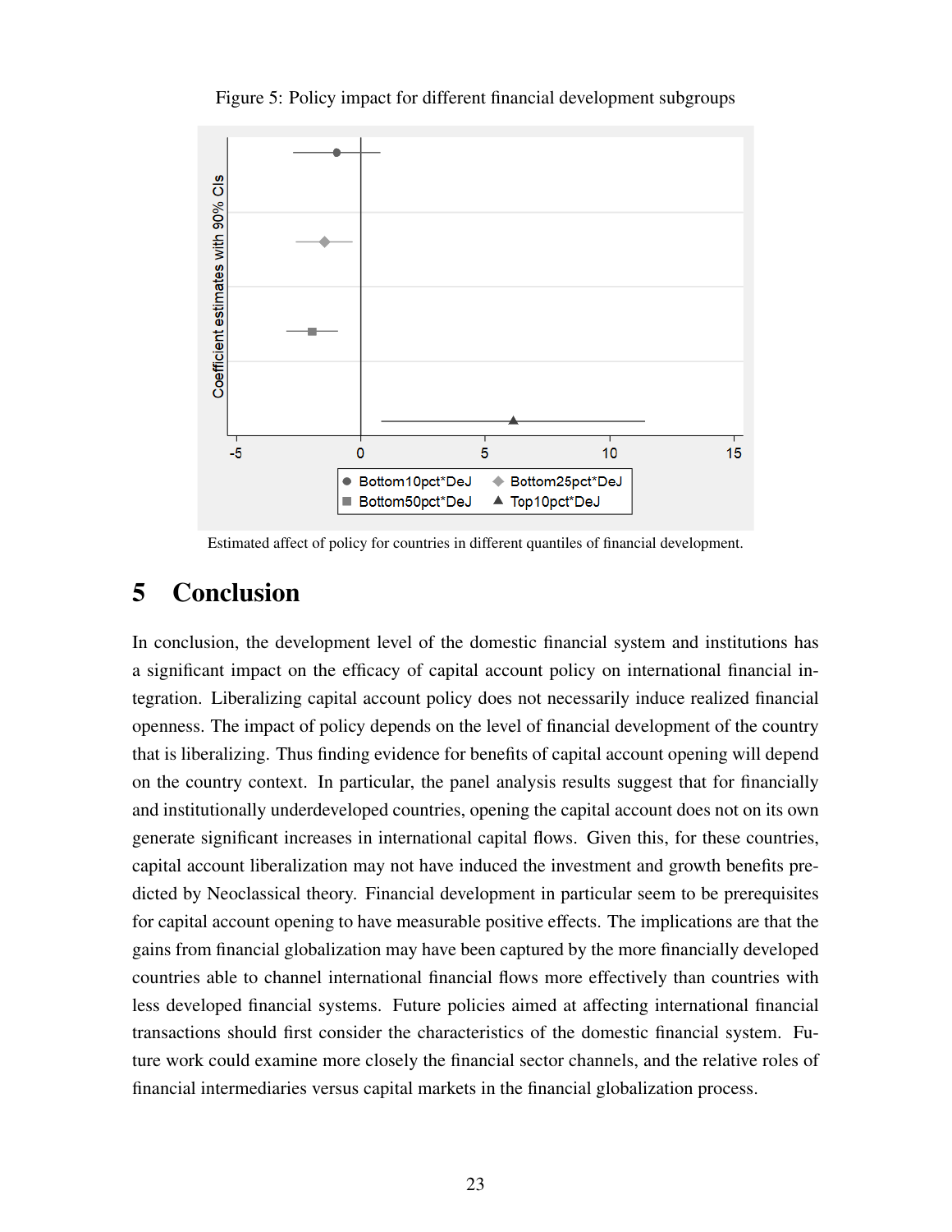Figure 5: Policy impact for different financial development subgroups

Estimated affect of policy for countries in different quantiles of financial development.

## 5 Conclusion

In conclusion, the development level of the domestic financial system and institutions has a significant impact on the efficacy of capital account policy on international financial integration. Liberalizing capital account policy does not necessarily induce realized financial openness. The impact of policy depends on the level of financial development of the country that is liberalizing. Thus finding evidence for benefits of capital account opening will depend on the country context. In particular, the panel analysis results suggest that for financially and institutionally underdeveloped countries, opening the capital account does not on its own generate significant increases in international capital flows. Given this, for these countries, capital account liberalization may not have induced the investment and growth benefits predicted by Neoclassical theory. Financial development in particular seem to be prerequisites for capital account opening to have measurable positive effects. The implications are that the gains from financial globalization may have been captured by the more financially developed countries able to channel international financial flows more effectively than countries with less developed financial systems. Future policies aimed at affecting international financial transactions should first consider the characteristics of the domestic financial system. Future work could examine more closely the financial sector channels, and the relative roles of financial intermediaries versus capital markets in the financial globalization process.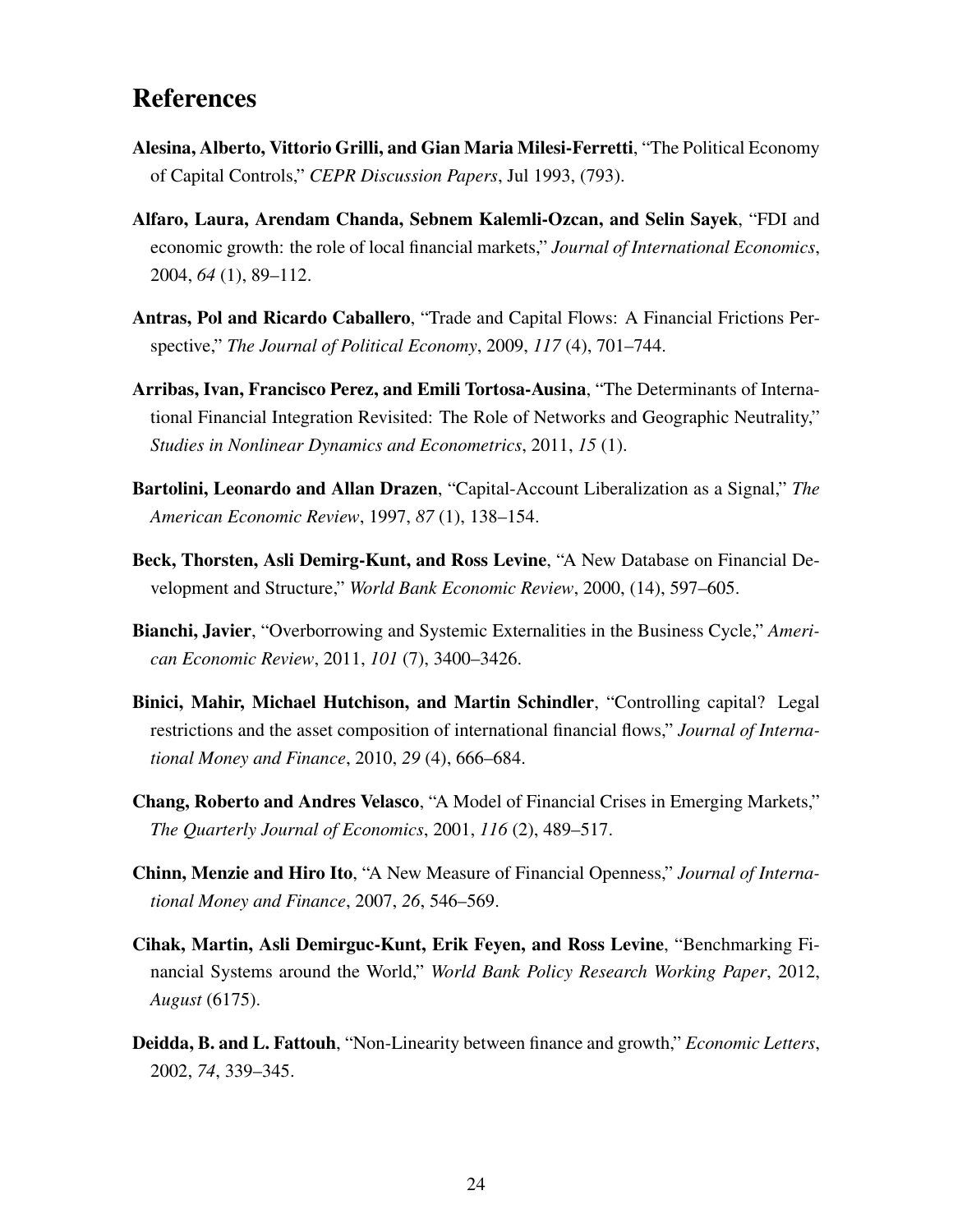# References

**Alesina, Alberto, Vittorio Grilli, and Gian Maria Milesi-Ferretti**, "The Political Economy of Capital Controls," *CEPR Discussion Papers*, Jul 1993, (793).

**Alfaro, Laura, Arendam Chanda, Sebnem Kalemli-Ozcan, and Selin Sayek**, "FDI and economic growth: the role of local financial markets," *Journal of International Economics*, 2004, *64* (1), 89–112.

**Antras, Pol and Ricardo Caballero**, "Trade and Capital Flows: A Financial Frictions Perspective," *The Journal of Political Economy*, 2009, *117* (4), 701–744.

**Arribas, Ivan, Francisco Perez, and Emili Tortosa-Ausina**, "The Determinants of International Financial Integration Revisited: The Role of Networks and Geographic Neutrality," *Studies in Nonlinear Dynamics and Econometrics*, 2011, *15* (1).

**Bartolini, Leonardo and Allan Drazen**, "Capital-Account Liberalization as a Signal," *The American Economic Review*, 1997, *87* (1), 138–154.

**Beck, Thorsten, Asli Demirg-Kunt, and Ross Levine**, "A New Database on Financial Development and Structure," *World Bank Economic Review*, 2000, (14), 597–605.

**Bianchi, Javier**, "Overborrowing and Systemic Externalities in the Business Cycle," *American Economic Review*, 2011, *101* (7), 3400–3426.

**Binici, Mahir, Michael Hutchison, and Martin Schindler**, "Controlling capital? Legal restrictions and the asset composition of international financial flows," *Journal of International Money and Finance*, 2010, *29* (4), 666–684.

**Chang, Roberto and Andres Velasco**, "A Model of Financial Crises in Emerging Markets," *The Quarterly Journal of Economics*, 2001, *116* (2), 489–517.

**Chinn, Menzie and Hiro Ito**, "A New Measure of Financial Openness," *Journal of International Money and Finance*, 2007, *26*, 546–569.

**Cihak, Martin, Asli Demirguc-Kunt, Erik Feyen, and Ross Levine**, "Benchmarking Financial Systems around the World," *World Bank Policy Research Working Paper*, 2012, *August* (6175).

**Deidda, B. and L. Fattouh**, "Non-Linearity between finance and growth," *Economic Letters*, 2002, *74*, 339–345.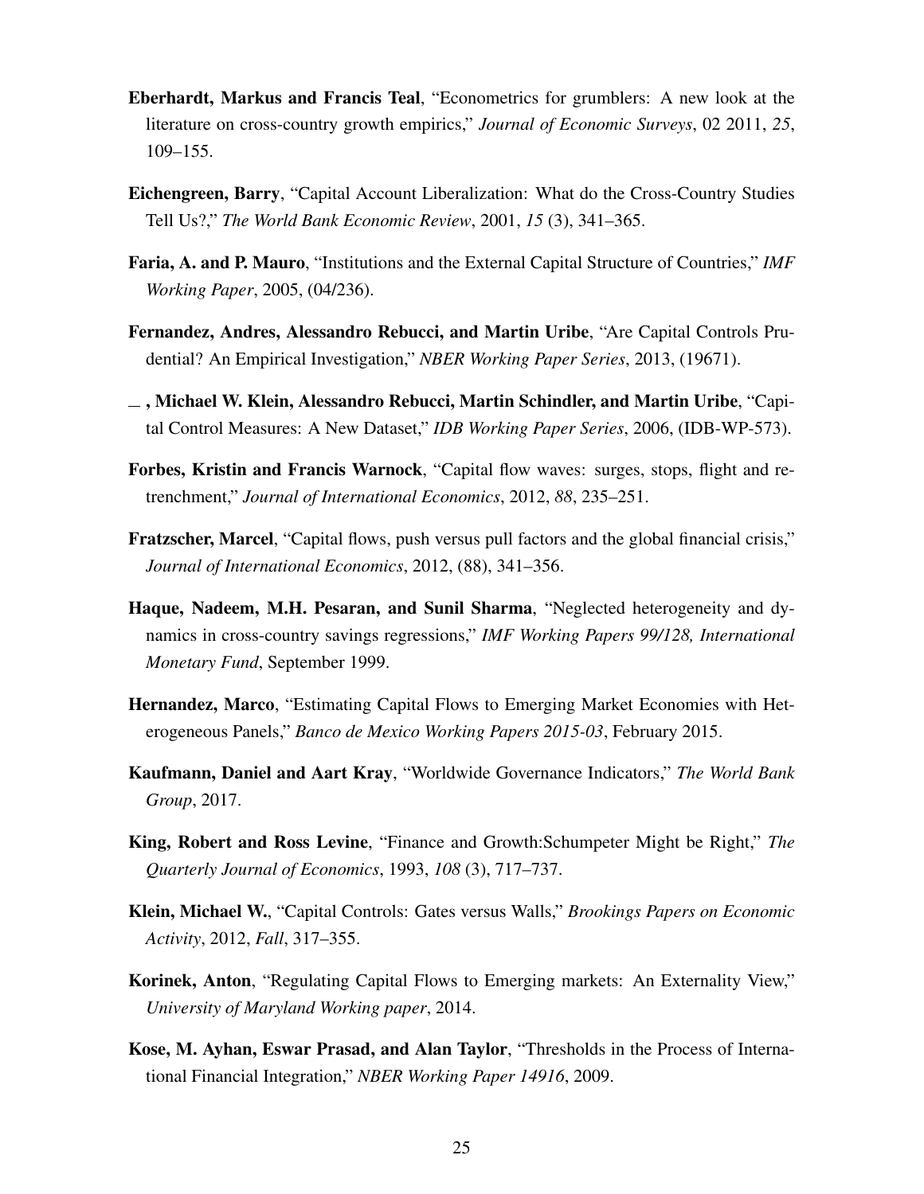**Eberhardt, Markus and Francis Teal**, "Econometrics for grumblers: A new look at the literature on cross-country growth empirics," *Journal of Economic Surveys*, 02 2011, *25*, 109–155.

**Eichengreen, Barry**, "Capital Account Liberalization: What do the Cross-Country Studies Tell Us?," *The World Bank Economic Review*, 2001, *15* (3), 341–365.

**Faria, A. and P. Mauro**, "Institutions and the External Capital Structure of Countries," *IMF Working Paper*, 2005, (04/236).

**Fernandez, Andres, Alessandro Rebucci, and Martin Uribe**, "Are Capital Controls Prudential? An Empirical Investigation," *NBER Working Paper Series*, 2013, (19671).

**_ , Michael W. Klein, Alessandro Rebucci, Martin Schindler, and Martin Uribe**, "Capital Control Measures: A New Dataset," *IDB Working Paper Series*, 2006, (IDB-WP-573).

**Forbes, Kristin and Francis Warnock**, "Capital flow waves: surges, stops, flight and retrenchment," *Journal of International Economics*, 2012, *88*, 235–251.

**Fratzscher, Marcel**, "Capital flows, push versus pull factors and the global financial crisis," *Journal of International Economics*, 2012, (88), 341–356.

**Haque, Nadeem, M.H. Pesaran, and Sunil Sharma**, "Neglected heterogeneity and dynamics in cross-country savings regressions," *IMF Working Papers 99/128, International Monetary Fund*, September 1999.

**Hernandez, Marco**, "Estimating Capital Flows to Emerging Market Economies with Heterogeneous Panels," *Banco de Mexico Working Papers 2015-03*, February 2015.

**Kaufmann, Daniel and Aart Kray**, "Worldwide Governance Indicators," *The World Bank Group*, 2017.

**King, Robert and Ross Levine**, "Finance and Growth:Schumpeter Might be Right," *The Quarterly Journal of Economics*, 1993, *108* (3), 717–737.

**Klein, Michael W.**, "Capital Controls: Gates versus Walls," *Brookings Papers on Economic Activity*, 2012, *Fall*, 317–355.

**Korinek, Anton**, "Regulating Capital Flows to Emerging markets: An Externality View," *University of Maryland Working paper*, 2014.

**Kose, M. Ayhan, Eswar Prasad, and Alan Taylor**, "Thresholds in the Process of International Financial Integration," *NBER Working Paper 14916*, 2009.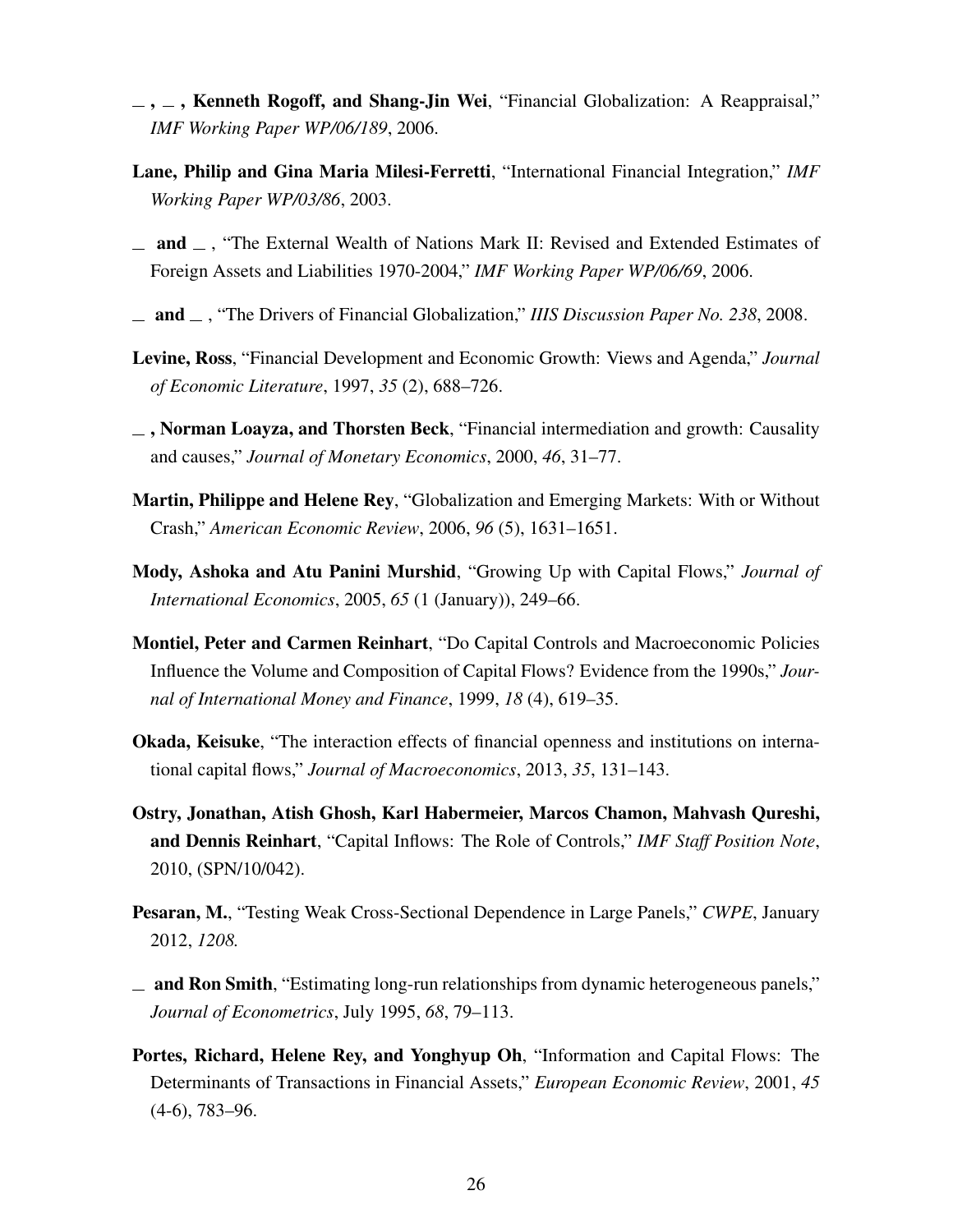— , — , **Kenneth Rogoff, and Shang-Jin Wei**, "Financial Globalization: A Reappraisal," *IMF Working Paper WP/06/189*, 2006.

**Lane, Philip and Gina Maria Milesi-Ferretti**, "International Financial Integration," *IMF Working Paper WP/03/86*, 2003.

— **and** — , "The External Wealth of Nations Mark II: Revised and Extended Estimates of Foreign Assets and Liabilities 1970-2004," *IMF Working Paper WP/06/69*, 2006.

— **and** — , "The Drivers of Financial Globalization," *IIIS Discussion Paper No. 238*, 2008.

**Levine, Ross**, "Financial Development and Economic Growth: Views and Agenda," *Journal of Economic Literature*, 1997, *35* (2), 688–726.

— **, Norman Loayza, and Thorsten Beck**, "Financial intermediation and growth: Causality and causes," *Journal of Monetary Economics*, 2000, *46*, 31–77.

**Martin, Philippe and Helene Rey**, "Globalization and Emerging Markets: With or Without Crash," *American Economic Review*, 2006, *96* (5), 1631–1651.

**Mody, Ashoka and Atu Panini Murshid**, "Growing Up with Capital Flows," *Journal of International Economics*, 2005, *65* (1 (January)), 249–66.

**Montiel, Peter and Carmen Reinhart**, "Do Capital Controls and Macroeconomic Policies Influence the Volume and Composition of Capital Flows? Evidence from the 1990s," *Journal of International Money and Finance*, 1999, *18* (4), 619–35.

**Okada, Keisuke**, "The interaction effects of financial openness and institutions on international capital flows," *Journal of Macroeconomics*, 2013, *35*, 131–143.

**Ostry, Jonathan, Atish Ghosh, Karl Habermeier, Marcos Chamon, Mahvash Qureshi, and Dennis Reinhart**, "Capital Inflows: The Role of Controls," *IMF Staff Position Note*, 2010, (SPN/10/042).

**Pesaran, M.**, "Testing Weak Cross-Sectional Dependence in Large Panels," *CWPE*, January 2012, *1208.*

— **and Ron Smith**, "Estimating long-run relationships from dynamic heterogeneous panels," *Journal of Econometrics*, July 1995, *68*, 79–113.

**Portes, Richard, Helene Rey, and Yonghyup Oh**, "Information and Capital Flows: The Determinants of Transactions in Financial Assets," *European Economic Review*, 2001, *45* (4-6), 783–96.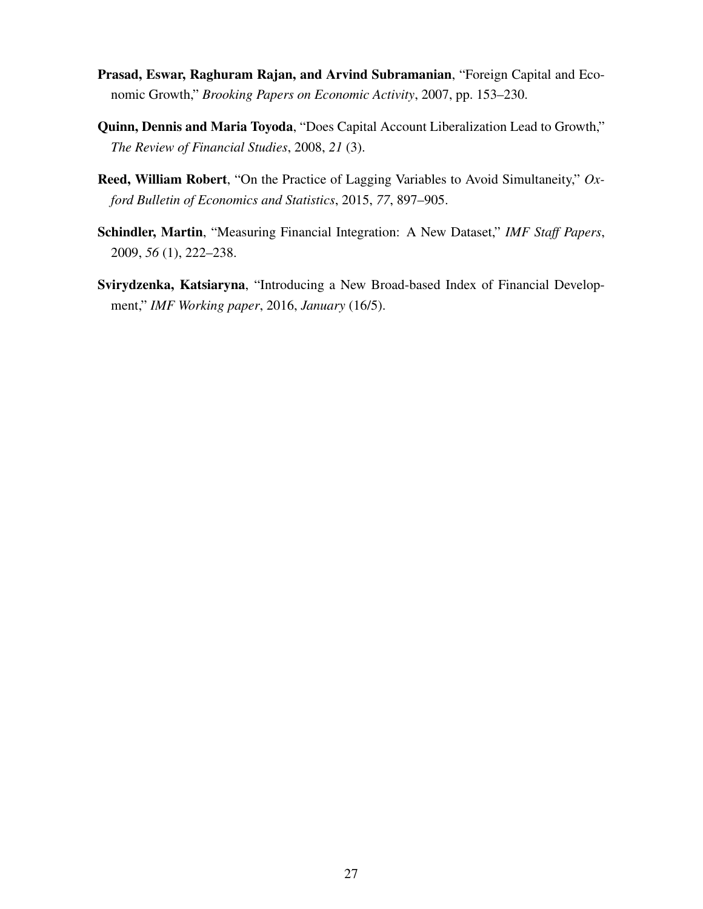**Prasad, Eswar, Raghuram Rajan, and Arvind Subramanian**, "Foreign Capital and Economic Growth," *Brooking Papers on Economic Activity*, 2007, pp. 153–230.

**Quinn, Dennis and Maria Toyoda**, "Does Capital Account Liberalization Lead to Growth," *The Review of Financial Studies*, 2008, *21* (3).

**Reed, William Robert**, "On the Practice of Lagging Variables to Avoid Simultaneity," *Oxford Bulletin of Economics and Statistics*, 2015, *77*, 897–905.

**Schindler, Martin**, "Measuring Financial Integration: A New Dataset," *IMF Staff Papers*, 2009, *56* (1), 222–238.

**Svirydzenka, Katsiaryna**, "Introducing a New Broad-based Index of Financial Development," *IMF Working paper*, 2016, *January* (16/5).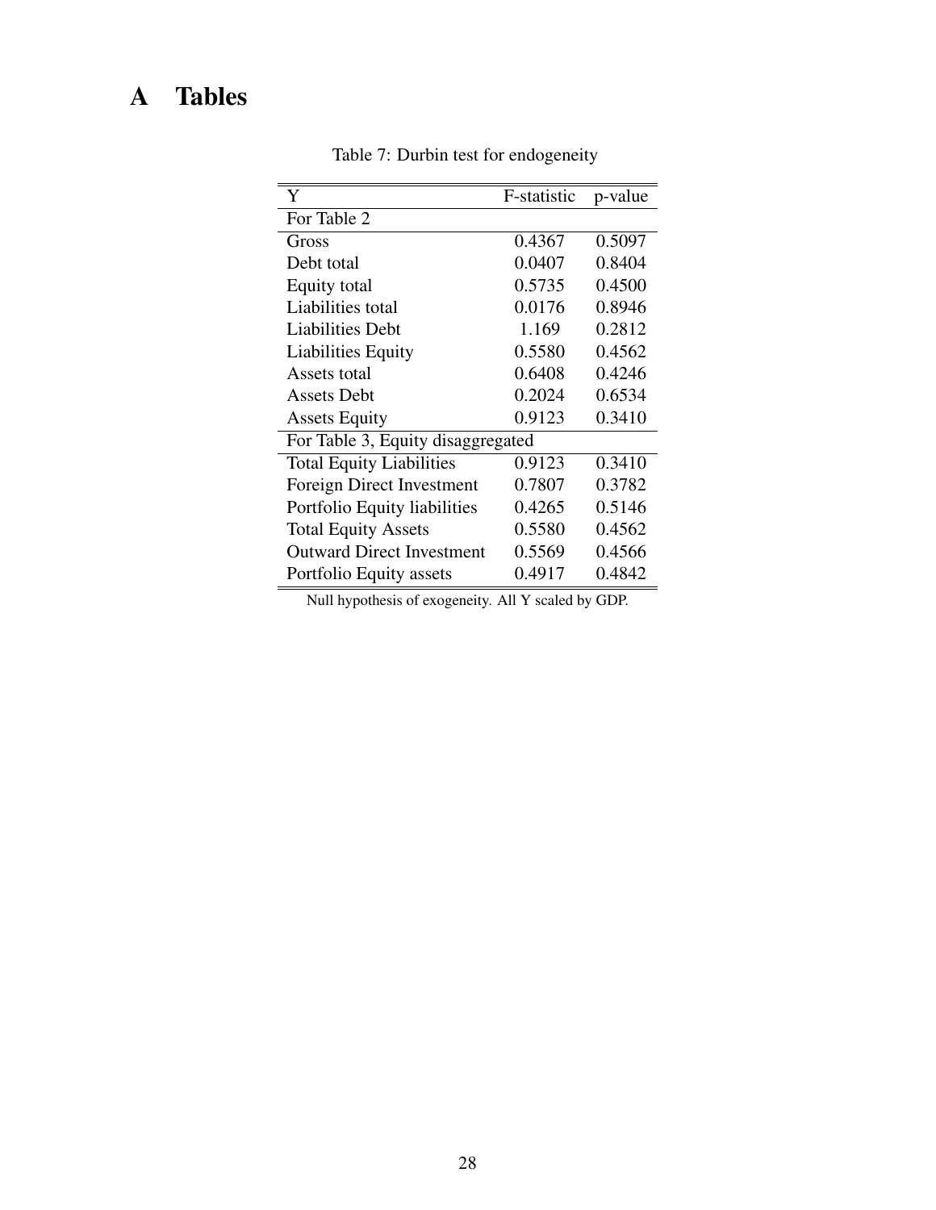# A Tables

Table 7: Durbin test for endogeneity

| Y | F-statistic | p-value |
|---|---|---|
| For Table 2 | | |
| Gross | 0.4367 | 0.5097 |
| Debt total | 0.0407 | 0.8404 |
| Equity total | 0.5735 | 0.4500 |
| Liabilities total | 0.0176 | 0.8946 |
| Liabilities Debt | 1.169 | 0.2812 |
| Liabilities Equity | 0.5580 | 0.4562 |
| Assets total | 0.6408 | 0.4246 |
| Assets Debt | 0.2024 | 0.6534 |
| Assets Equity | 0.9123 | 0.3410 |
| For Table 3, Equity disaggregated | | |
| Total Equity Liabilities | 0.9123 | 0.3410 |
| Foreign Direct Investment | 0.7807 | 0.3782 |
| Portfolio Equity liabilities | 0.4265 | 0.5146 |
| Total Equity Assets | 0.5580 | 0.4562 |
| Outward Direct Investment | 0.5569 | 0.4566 |
| Portfolio Equity assets | 0.4917 | 0.4842 |

Null hypothesis of exogeneity. All Y scaled by GDP.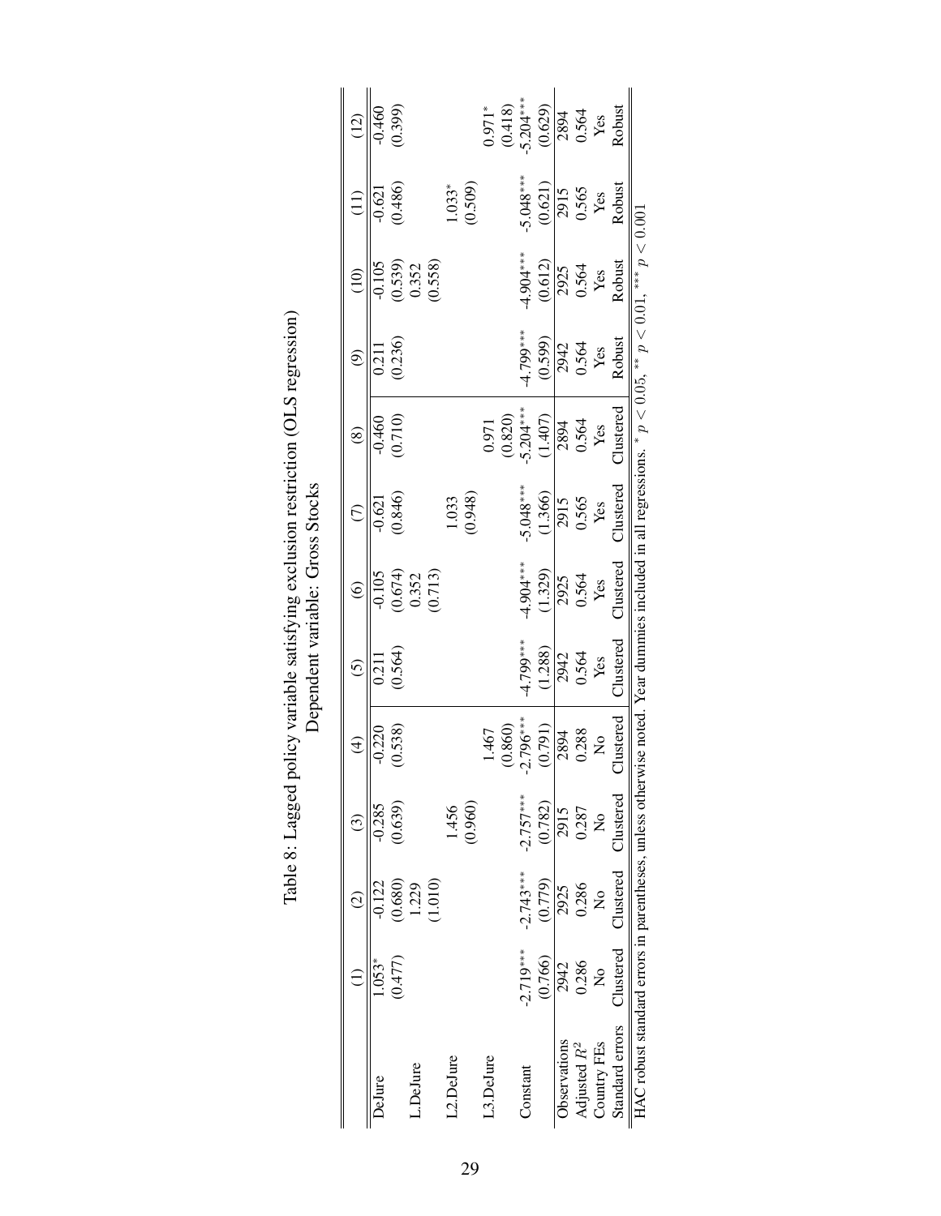Table 8: Lagged policy variable satisfying exclusion restriction (OLS regression)
Dependent variable: Gross Stocks

| | (1) | (2) | (3) | (4) | (5) | (6) | (7) | (8) | (9) | (10) | (11) | (12) |
|---|---|---|---|---|---|---|---|---|---|---|---|---|
| DeJure | 1.053* | -0.122 | -0.285 | -0.220 | 0.211 | -0.105 | -0.621 | -0.460 | 0.211 | -0.105 | -0.621 | -0.460 |
| | (0.477) | (0.680) | (0.639) | (0.538) | (0.564) | (0.674) | (0.846) | (0.710) | (0.236) | (0.539) | (0.486) | (0.399) |
| L.DeJure | | 1.229 | | | | 0.352 | | | | 0.352 | | |
| | | (1.010) | | | | (0.713) | | | | (0.558) | | |
| L2.DeJure | | | 1.456 | | | | 1.033 | | | | 1.033* | |
| | | | (0.960) | | | | (0.948) | | | | (0.509) | |
| L3.DeJure | | | | 1.467 | | | | 0.971 | | | | 0.971* |
| | | | | (0.860) | | | | (0.820) | | | | (0.418) |
| Constant | -2.719*** | -2.743*** | -2.757*** | -2.796*** | -4.799*** | -4.904*** | -5.048*** | -5.204*** | -4.799*** | -4.904*** | -5.048*** | -5.204*** |
| | (0.766) | (0.779) | (0.782) | (0.791) | (1.288) | (1.329) | (1.366) | (1.407) | (0.599) | (0.612) | (0.621) | (0.629) |
| Observations | 2942 | 2925 | 2915 | 2894 | 2942 | 2925 | 2915 | 2894 | 2942 | 2925 | 2915 | 2894 |
| Adjusted $R^2$ | 0.286 | 0.286 | 0.287 | 0.288 | 0.564 | 0.564 | 0.565 | 0.564 | 0.564 | 0.564 | 0.565 | 0.564 |
| Country FEs | No | No | No | No | Yes | Yes | Yes | Yes | Yes | Yes | Yes | Yes |
| Standard errors | Clustered | Clustered | Clustered | Clustered | Clustered | Clustered | Clustered | Clustered | Robust | Robust | Robust | Robust |

HAC robust standard errors in parentheses, unless otherwise noted. Year dummies included in all regressions. * $p < 0.05$, ** $p < 0.01$, *** $p < 0.001$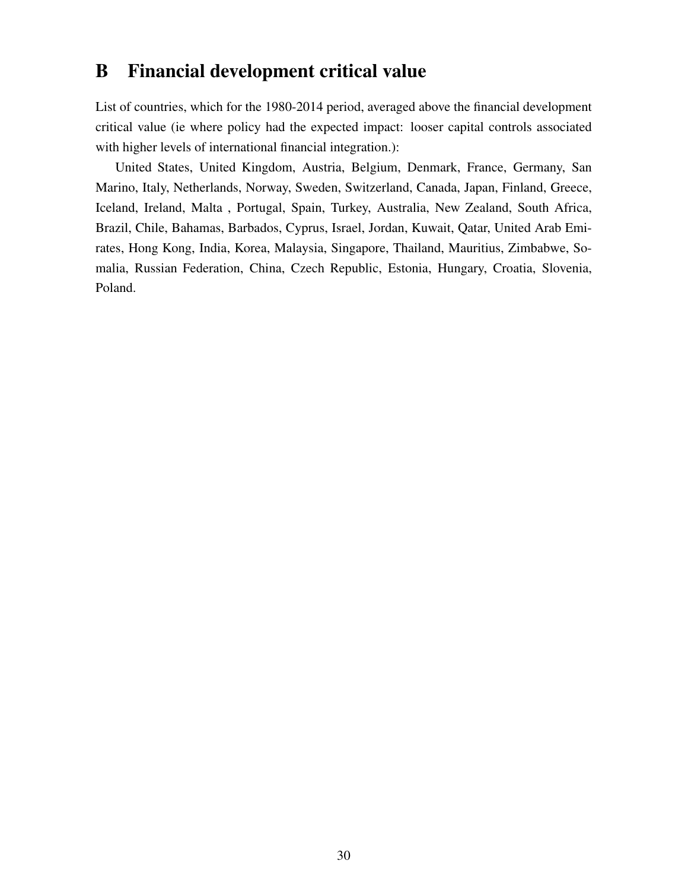# B Financial development critical value

List of countries, which for the 1980-2014 period, averaged above the financial development critical value (ie where policy had the expected impact: looser capital controls associated with higher levels of international financial integration.):

United States, United Kingdom, Austria, Belgium, Denmark, France, Germany, San Marino, Italy, Netherlands, Norway, Sweden, Switzerland, Canada, Japan, Finland, Greece, Iceland, Ireland, Malta , Portugal, Spain, Turkey, Australia, New Zealand, South Africa, Brazil, Chile, Bahamas, Barbados, Cyprus, Israel, Jordan, Kuwait, Qatar, United Arab Emirates, Hong Kong, India, Korea, Malaysia, Singapore, Thailand, Mauritius, Zimbabwe, Somalia, Russian Federation, China, Czech Republic, Estonia, Hungary, Croatia, Slovenia, Poland.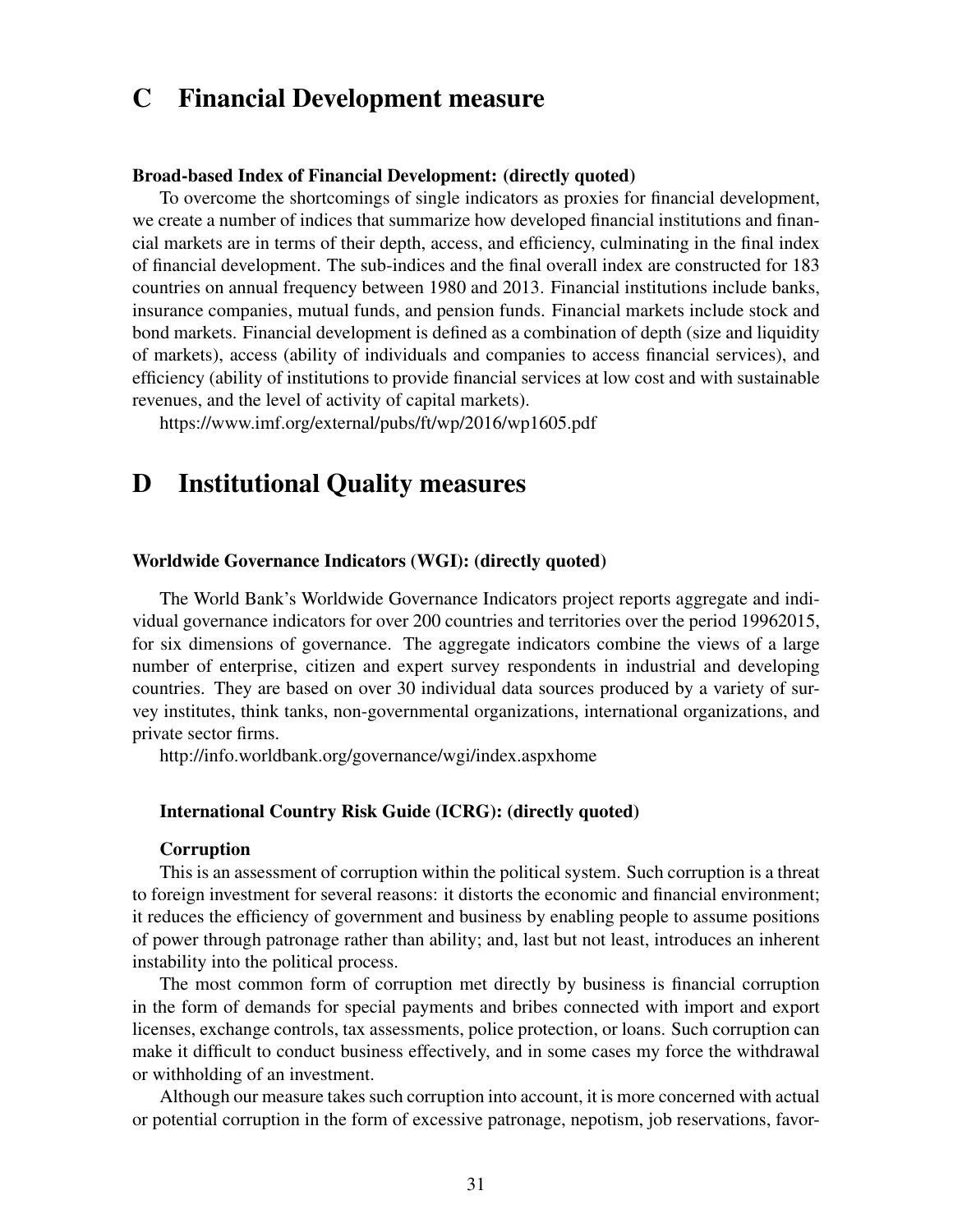# C Financial Development measure

**Broad-based Index of Financial Development: (directly quoted)**

To overcome the shortcomings of single indicators as proxies for financial development, we create a number of indices that summarize how developed financial institutions and financial markets are in terms of their depth, access, and efficiency, culminating in the final index of financial development. The sub-indices and the final overall index are constructed for 183 countries on annual frequency between 1980 and 2013. Financial institutions include banks, insurance companies, mutual funds, and pension funds. Financial markets include stock and bond markets. Financial development is defined as a combination of depth (size and liquidity of markets), access (ability of individuals and companies to access financial services), and efficiency (ability of institutions to provide financial services at low cost and with sustainable revenues, and the level of activity of capital markets).

https://www.imf.org/external/pubs/ft/wp/2016/wp1605.pdf

# D Institutional Quality measures

**Worldwide Governance Indicators (WGI): (directly quoted)**

The World Bank's Worldwide Governance Indicators project reports aggregate and individual governance indicators for over 200 countries and territories over the period 19962015, for six dimensions of governance. The aggregate indicators combine the views of a large number of enterprise, citizen and expert survey respondents in industrial and developing countries. They are based on over 30 individual data sources produced by a variety of survey institutes, think tanks, non-governmental organizations, international organizations, and private sector firms.

http://info.worldbank.org/governance/wgi/index.aspxhome

**International Country Risk Guide (ICRG): (directly quoted)**

**Corruption**

This is an assessment of corruption within the political system. Such corruption is a threat to foreign investment for several reasons: it distorts the economic and financial environment; it reduces the efficiency of government and business by enabling people to assume positions of power through patronage rather than ability; and, last but not least, introduces an inherent instability into the political process.

The most common form of corruption met directly by business is financial corruption in the form of demands for special payments and bribes connected with import and export licenses, exchange controls, tax assessments, police protection, or loans. Such corruption can make it difficult to conduct business effectively, and in some cases my force the withdrawal or withholding of an investment.

Although our measure takes such corruption into account, it is more concerned with actual or potential corruption in the form of excessive patronage, nepotism, job reservations, favor-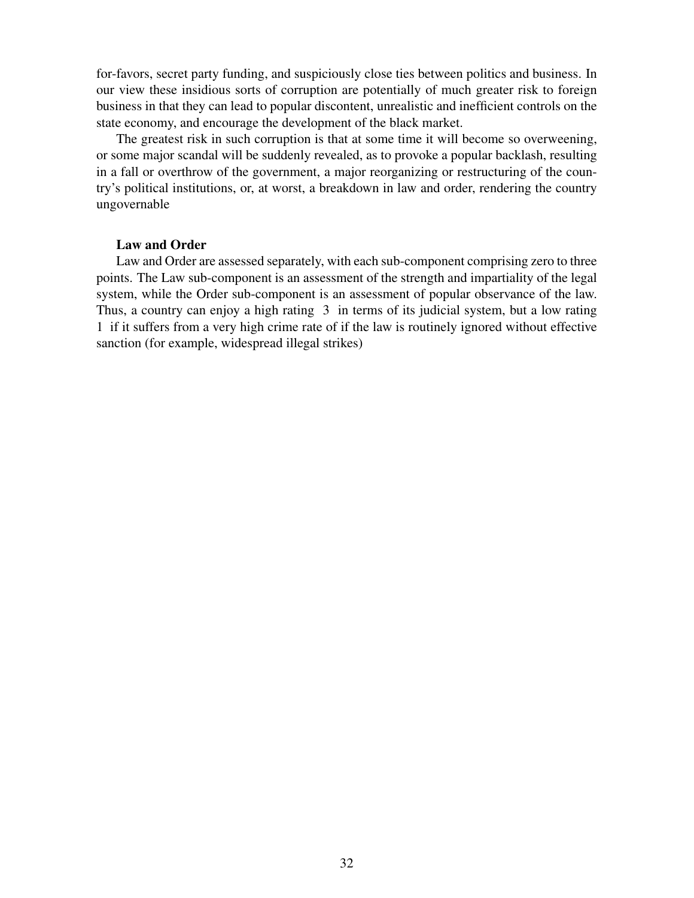for-favors, secret party funding, and suspiciously close ties between politics and business. In our view these insidious sorts of corruption are potentially of much greater risk to foreign business in that they can lead to popular discontent, unrealistic and inefficient controls on the state economy, and encourage the development of the black market.

The greatest risk in such corruption is that at some time it will become so overweening, or some major scandal will be suddenly revealed, as to provoke a popular backlash, resulting in a fall or overthrow of the government, a major reorganizing or restructuring of the country's political institutions, or, at worst, a breakdown in law and order, rendering the country ungovernable

**Law and Order**

Law and Order are assessed separately, with each sub-component comprising zero to three points. The Law sub-component is an assessment of the strength and impartiality of the legal system, while the Order sub-component is an assessment of popular observance of the law. Thus, a country can enjoy a high rating 3 in terms of its judicial system, but a low rating 1 if it suffers from a very high crime rate of if the law is routinely ignored without effective sanction (for example, widespread illegal strikes)